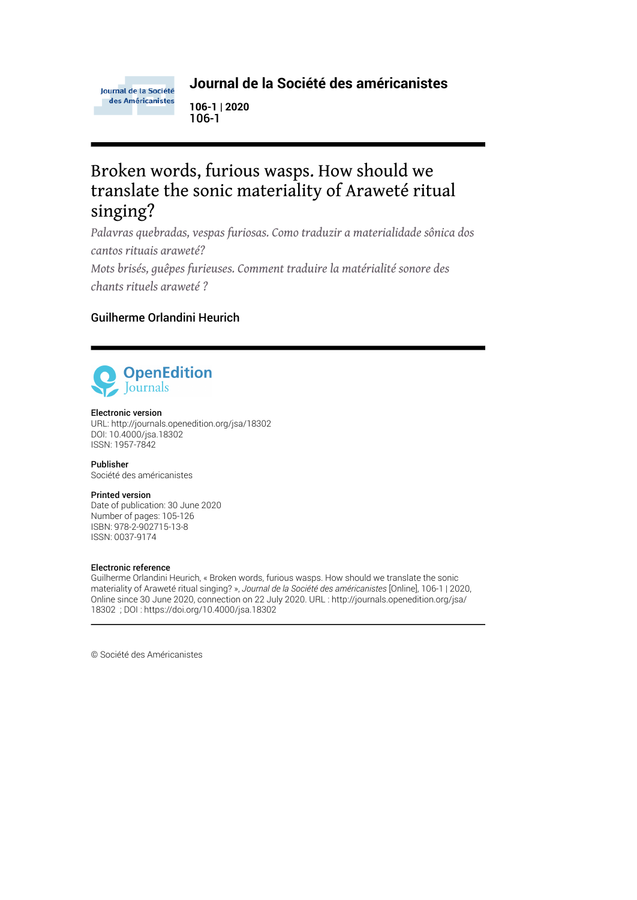# Journal de la Société des américanistes

**106-1 | 2020**
**106-1**

# Broken words, furious wasps. How should we translate the sonic materiality of Araweté ritual singing?

*Palavras quebradas, vespas furiosas. Como traduzir a materialidade sônica dos cantos rituais araweté?*

*Mots brisés, guêpes furieuses. Comment traduire la matérialité sonore des chants rituels araweté ?*

**Guilherme Orlandini Heurich**

**Electronic version**
URL: http://journals.openedition.org/jsa/18302
DOI: 10.4000/jsa.18302
ISSN: 1957-7842

**Publisher**
Société des américanistes

**Printed version**
Date of publication: 30 June 2020
Number of pages: 105-126
ISBN: 978-2-902715-13-8
ISSN: 0037-9174

**Electronic reference**
Guilherme Orlandini Heurich, « Broken words, furious wasps. How should we translate the sonic materiality of Araweté ritual singing? », *Journal de la Société des américanistes* [Online], 106-1 | 2020, Online since 30 June 2020, connection on 22 July 2020. URL : http://journals.openedition.org/jsa/18302 ; DOI : https://doi.org/10.4000/jsa.18302

© Société des Américanistes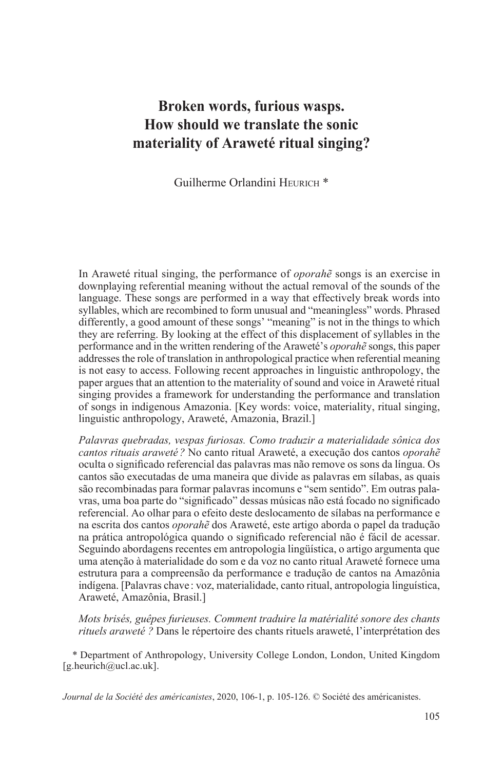# Broken words, furious wasps. How should we translate the sonic materiality of Araweté ritual singing?

Guilherme Orlandini Heurich *

In Araweté ritual singing, the performance of *oporahẽ* songs is an exercise in downplaying referential meaning without the actual removal of the sounds of the language. These songs are performed in a way that effectively break words into syllables, which are recombined to form unusual and "meaningless" words. Phrased differently, a good amount of these songs' "meaning" is not in the things to which they are referring. By looking at the effect of this displacement of syllables in the performance and in the written rendering of the Araweté's *oporahẽ* songs, this paper addresses the role of translation in anthropological practice when referential meaning is not easy to access. Following recent approaches in linguistic anthropology, the paper argues that an attention to the materiality of sound and voice in Araweté ritual singing provides a framework for understanding the performance and translation of songs in indigenous Amazonia. [Key words: voice, materiality, ritual singing, linguistic anthropology, Araweté, Amazonia, Brazil.]

*Palavras quebradas, vespas furiosas. Como traduzir a materialidade sônica dos cantos rituais araweté ?* No canto ritual Araweté, a execução dos cantos *oporahẽ* oculta o significado referencial das palavras mas não remove os sons da língua. Os cantos são executadas de uma maneira que divide as palavras em sílabas, as quais são recombinadas para formar palavras incomuns e "sem sentido". Em outras palavras, uma boa parte do "significado" dessas músicas não está focado no significado referencial. Ao olhar para o efeito deste deslocamento de sílabas na performance e na escrita dos cantos *oporahẽ* dos Araweté, este artigo aborda o papel da tradução na prática antropológica quando o significado referencial não é fácil de acessar. Seguindo abordagens recentes em antropologia lingüística, o artigo argumenta que uma atenção à materialidade do som e da voz no canto ritual Araweté fornece uma estrutura para a compreensão da performance e tradução de cantos na Amazônia indígena. [Palavras chave : voz, materialidade, canto ritual, antropologia linguística, Araweté, Amazônia, Brasil.]

*Mots brisés, guêpes furieuses. Comment traduire la matérialité sonore des chants rituels araweté ?* Dans le répertoire des chants rituels araweté, l'interprétation des

\* Department of Anthropology, University College London, London, United Kingdom [g.heurich@ucl.ac.uk].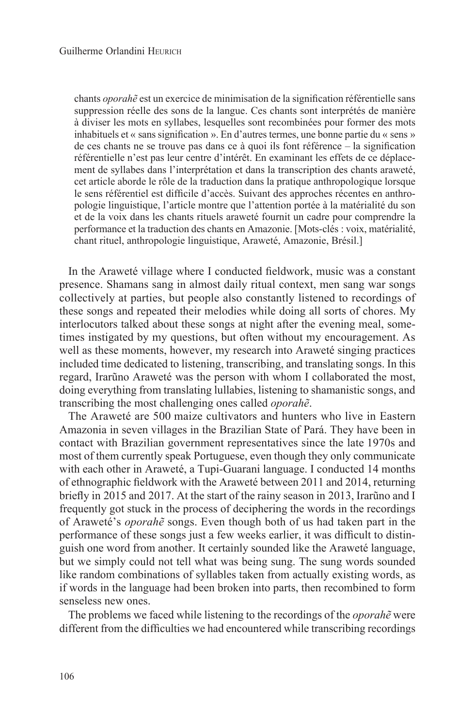chants *oporahẽ* est un exercice de minimisation de la signification référentielle sans suppression réelle des sons de la langue. Ces chants sont interprétés de manière à diviser les mots en syllabes, lesquelles sont recombinées pour former des mots inhabituels et « sans signification ». En d'autres termes, une bonne partie du « sens » de ces chants ne se trouve pas dans ce à quoi ils font référence – la signification référentielle n'est pas leur centre d'intérêt. En examinant les effets de ce déplacement de syllabes dans l'interprétation et dans la transcription des chants araweté, cet article aborde le rôle de la traduction dans la pratique anthropologique lorsque le sens référentiel est difficile d'accès. Suivant des approches récentes en anthropologie linguistique, l'article montre que l'attention portée à la matérialité du son et de la voix dans les chants rituels araweté fournit un cadre pour comprendre la performance et la traduction des chants en Amazonie. [Mots-clés : voix, matérialité, chant rituel, anthropologie linguistique, Araweté, Amazonie, Brésil.]

In the Araweté village where I conducted fieldwork, music was a constant presence. Shamans sang in almost daily ritual context, men sang war songs collectively at parties, but people also constantly listened to recordings of these songs and repeated their melodies while doing all sorts of chores. My interlocutors talked about these songs at night after the evening meal, sometimes instigated by my questions, but often without my encouragement. As well as these moments, however, my research into Araweté singing practices included time dedicated to listening, transcribing, and translating songs. In this regard, Irarũno Araweté was the person with whom I collaborated the most, doing everything from translating lullabies, listening to shamanistic songs, and transcribing the most challenging ones called *oporahẽ*.

The Araweté are 500 maize cultivators and hunters who live in Eastern Amazonia in seven villages in the Brazilian State of Pará. They have been in contact with Brazilian government representatives since the late 1970s and most of them currently speak Portuguese, even though they only communicate with each other in Araweté, a Tupi-Guarani language. I conducted 14 months of ethnographic fieldwork with the Araweté between 2011 and 2014, returning briefly in 2015 and 2017. At the start of the rainy season in 2013, Irarũno and I frequently got stuck in the process of deciphering the words in the recordings of Araweté's *oporahẽ* songs. Even though both of us had taken part in the performance of these songs just a few weeks earlier, it was difficult to distinguish one word from another. It certainly sounded like the Araweté language, but we simply could not tell what was being sung. The sung words sounded like random combinations of syllables taken from actually existing words, as if words in the language had been broken into parts, then recombined to form senseless new ones.

The problems we faced while listening to the recordings of the *oporahẽ* were different from the difficulties we had encountered while transcribing recordings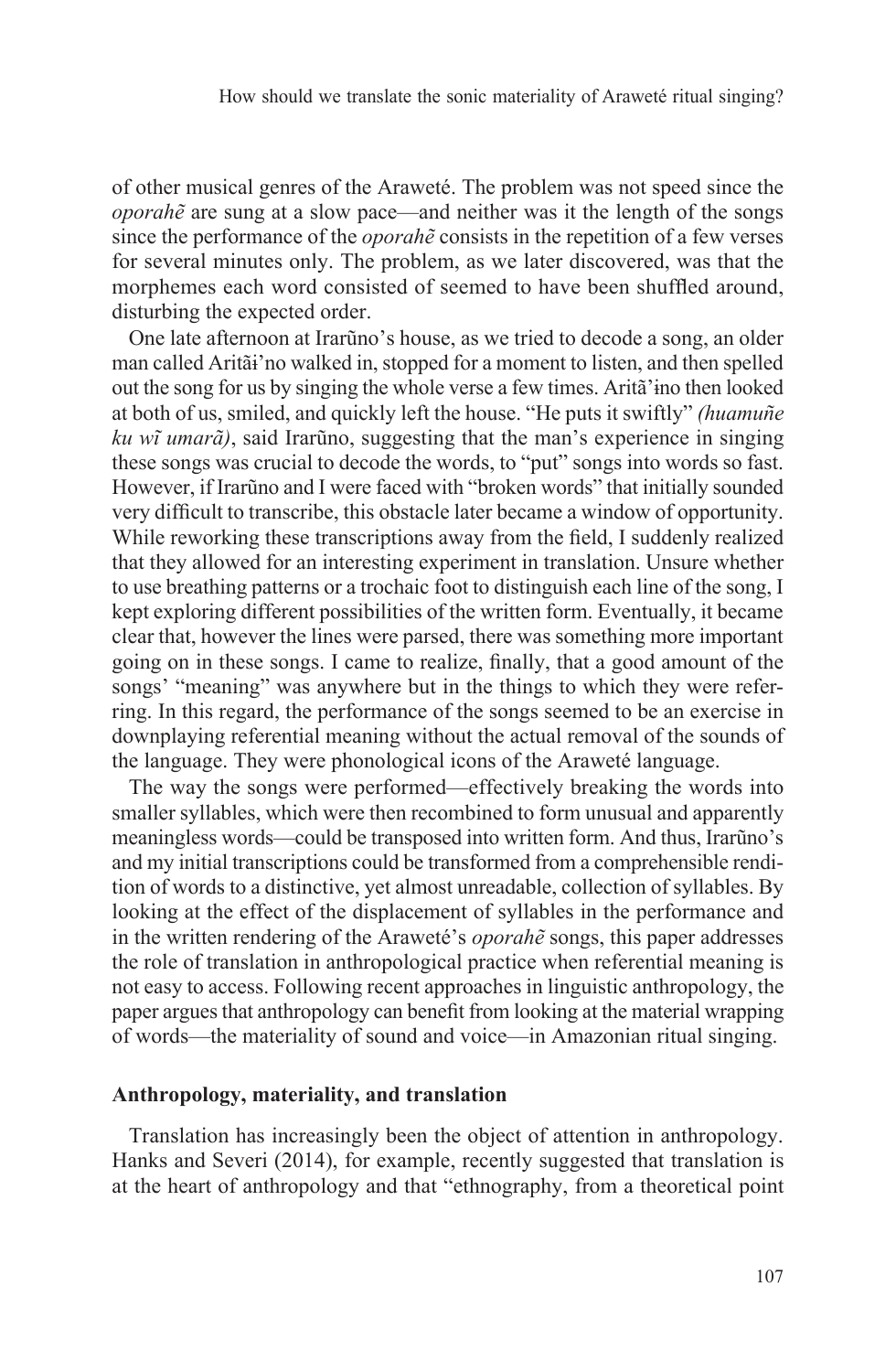of other musical genres of the Araweté. The problem was not speed since the *oporahẽ* are sung at a slow pace—and neither was it the length of the songs since the performance of the *oporahẽ* consists in the repetition of a few verses for several minutes only. The problem, as we later discovered, was that the morphemes each word consisted of seemed to have been shuffled around, disturbing the expected order.

One late afternoon at Irarũno's house, as we tried to decode a song, an older man called Aritãɨ'no walked in, stopped for a moment to listen, and then spelled out the song for us by singing the whole verse a few times. Aritã'ɨno then looked at both of us, smiled, and quickly left the house. "He puts it swiftly" *(huamuñe ku wĩ umarã)*, said Irarũno, suggesting that the man's experience in singing these songs was crucial to decode the words, to "put" songs into words so fast. However, if Irarũno and I were faced with "broken words" that initially sounded very difficult to transcribe, this obstacle later became a window of opportunity. While reworking these transcriptions away from the field, I suddenly realized that they allowed for an interesting experiment in translation. Unsure whether to use breathing patterns or a trochaic foot to distinguish each line of the song, I kept exploring different possibilities of the written form. Eventually, it became clear that, however the lines were parsed, there was something more important going on in these songs. I came to realize, finally, that a good amount of the songs' "meaning" was anywhere but in the things to which they were referring. In this regard, the performance of the songs seemed to be an exercise in downplaying referential meaning without the actual removal of the sounds of the language. They were phonological icons of the Araweté language.

The way the songs were performed—effectively breaking the words into smaller syllables, which were then recombined to form unusual and apparently meaningless words—could be transposed into written form. And thus, Irarũno's and my initial transcriptions could be transformed from a comprehensible rendition of words to a distinctive, yet almost unreadable, collection of syllables. By looking at the effect of the displacement of syllables in the performance and in the written rendering of the Araweté's *oporahẽ* songs, this paper addresses the role of translation in anthropological practice when referential meaning is not easy to access. Following recent approaches in linguistic anthropology, the paper argues that anthropology can benefit from looking at the material wrapping of words—the materiality of sound and voice—in Amazonian ritual singing.

## Anthropology, materiality, and translation

Translation has increasingly been the object of attention in anthropology. Hanks and Severi (2014), for example, recently suggested that translation is at the heart of anthropology and that "ethnography, from a theoretical point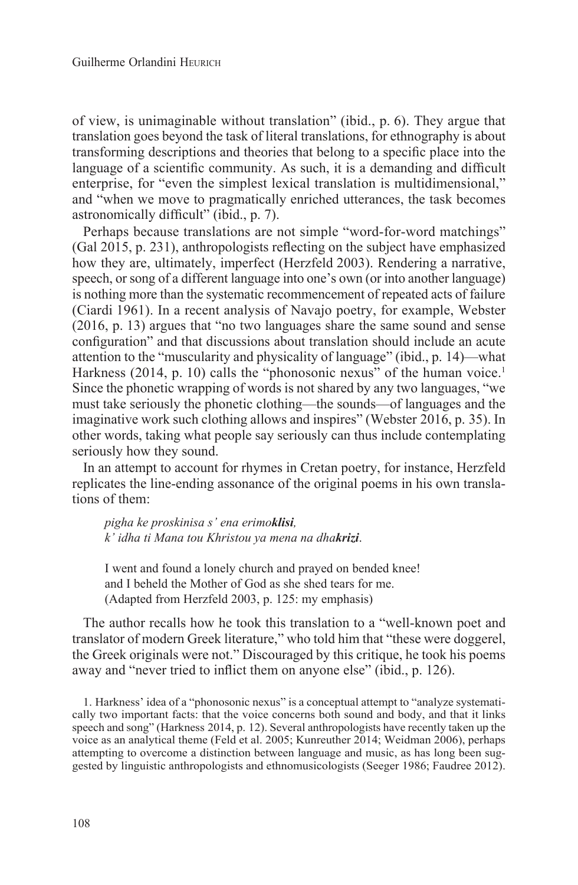of view, is unimaginable without translation" (ibid., p. 6). They argue that translation goes beyond the task of literal translations, for ethnography is about transforming descriptions and theories that belong to a specific place into the language of a scientific community. As such, it is a demanding and difficult enterprise, for "even the simplest lexical translation is multidimensional," and "when we move to pragmatically enriched utterances, the task becomes astronomically difficult" (ibid., p. 7).

Perhaps because translations are not simple "word-for-word matchings" (Gal 2015, p. 231), anthropologists reflecting on the subject have emphasized how they are, ultimately, imperfect (Herzfeld 2003). Rendering a narrative, speech, or song of a different language into one's own (or into another language) is nothing more than the systematic recommencement of repeated acts of failure (Ciardi 1961). In a recent analysis of Navajo poetry, for example, Webster (2016, p. 13) argues that "no two languages share the same sound and sense configuration" and that discussions about translation should include an acute attention to the "muscularity and physicality of language" (ibid., p. 14)—what Harkness (2014, p. 10) calls the "phonosonic nexus" of the human voice.[1] Since the phonetic wrapping of words is not shared by any two languages, "we must take seriously the phonetic clothing—the sounds—of languages and the imaginative work such clothing allows and inspires" (Webster 2016, p. 35). In other words, taking what people say seriously can thus include contemplating seriously how they sound.

In an attempt to account for rhymes in Cretan poetry, for instance, Herzfeld replicates the line-ending assonance of the original poems in his own translations of them:

> *pigha ke proskinisa s' ena erimo**klisi**,*
> *k' idha ti Mana tou Khristou ya mena na dha**krizi**.*
>
> I went and found a lonely church and prayed on bended knee!
> and I beheld the Mother of God as she shed tears for me.
> (Adapted from Herzfeld 2003, p. 125: my emphasis)

The author recalls how he took this translation to a "well-known poet and translator of modern Greek literature," who told him that "these were doggerel, the Greek originals were not." Discouraged by this critique, he took his poems away and "never tried to inflict them on anyone else" (ibid., p. 126).

1. Harkness' idea of a "phonosonic nexus" is a conceptual attempt to "analyze systematically two important facts: that the voice concerns both sound and body, and that it links speech and song" (Harkness 2014, p. 12). Several anthropologists have recently taken up the voice as an analytical theme (Feld et al. 2005; Kunreuther 2014; Weidman 2006), perhaps attempting to overcome a distinction between language and music, as has long been suggested by linguistic anthropologists and ethnomusicologists (Seeger 1986; Faudree 2012).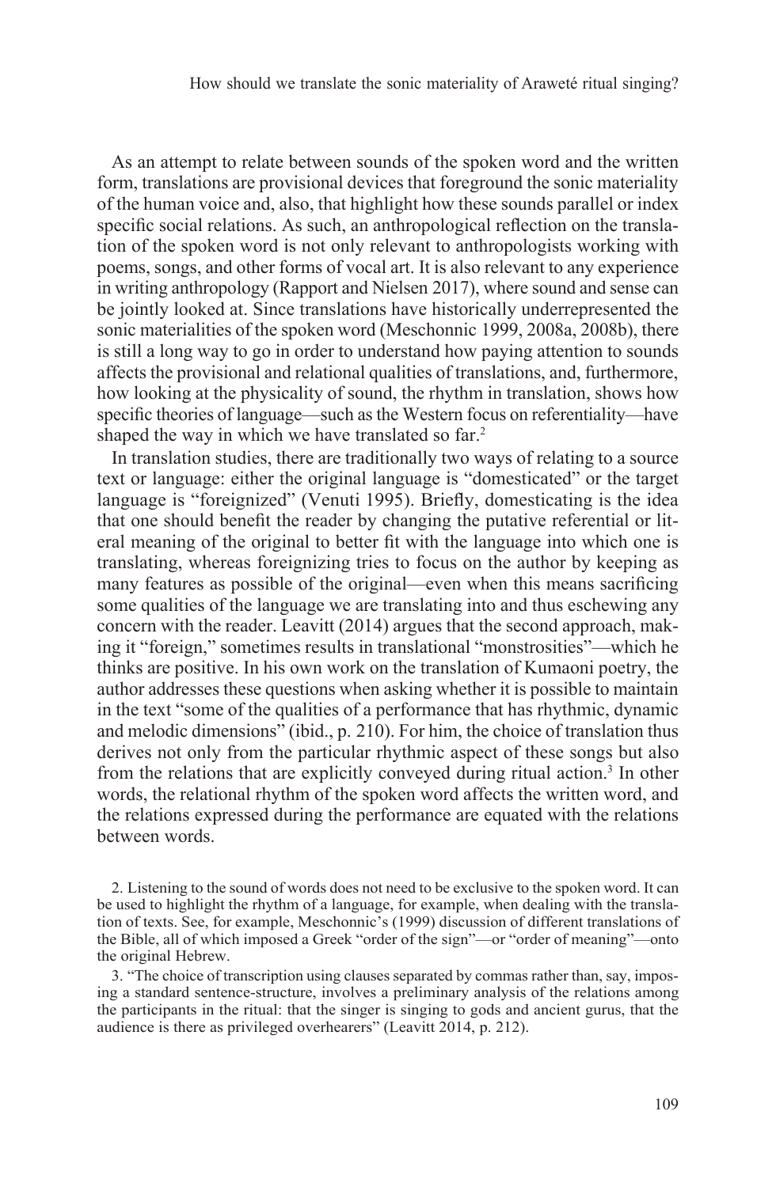As an attempt to relate between sounds of the spoken word and the written form, translations are provisional devices that foreground the sonic materiality of the human voice and, also, that highlight how these sounds parallel or index specific social relations. As such, an anthropological reflection on the translation of the spoken word is not only relevant to anthropologists working with poems, songs, and other forms of vocal art. It is also relevant to any experience in writing anthropology (Rapport and Nielsen 2017), where sound and sense can be jointly looked at. Since translations have historically underrepresented the sonic materialities of the spoken word (Meschonnic 1999, 2008a, 2008b), there is still a long way to go in order to understand how paying attention to sounds affects the provisional and relational qualities of translations, and, furthermore, how looking at the physicality of sound, the rhythm in translation, shows how specific theories of language—such as the Western focus on referentiality—have shaped the way in which we have translated so far.[2]

In translation studies, there are traditionally two ways of relating to a source text or language: either the original language is "domesticated" or the target language is "foreignized" (Venuti 1995). Briefly, domesticating is the idea that one should benefit the reader by changing the putative referential or literal meaning of the original to better fit with the language into which one is translating, whereas foreignizing tries to focus on the author by keeping as many features as possible of the original—even when this means sacrificing some qualities of the language we are translating into and thus eschewing any concern with the reader. Leavitt (2014) argues that the second approach, making it "foreign," sometimes results in translational "monstrosities"—which he thinks are positive. In his own work on the translation of Kumaoni poetry, the author addresses these questions when asking whether it is possible to maintain in the text "some of the qualities of a performance that has rhythmic, dynamic and melodic dimensions" (ibid., p. 210). For him, the choice of translation thus derives not only from the particular rhythmic aspect of these songs but also from the relations that are explicitly conveyed during ritual action.[3] In other words, the relational rhythm of the spoken word affects the written word, and the relations expressed during the performance are equated with the relations between words.

2. Listening to the sound of words does not need to be exclusive to the spoken word. It can be used to highlight the rhythm of a language, for example, when dealing with the translation of texts. See, for example, Meschonnic's (1999) discussion of different translations of the Bible, all of which imposed a Greek "order of the sign"—or "order of meaning"—onto the original Hebrew.

3. "The choice of transcription using clauses separated by commas rather than, say, imposing a standard sentence-structure, involves a preliminary analysis of the relations among the participants in the ritual: that the singer is singing to gods and ancient gurus, that the audience is there as privileged overhearers" (Leavitt 2014, p. 212).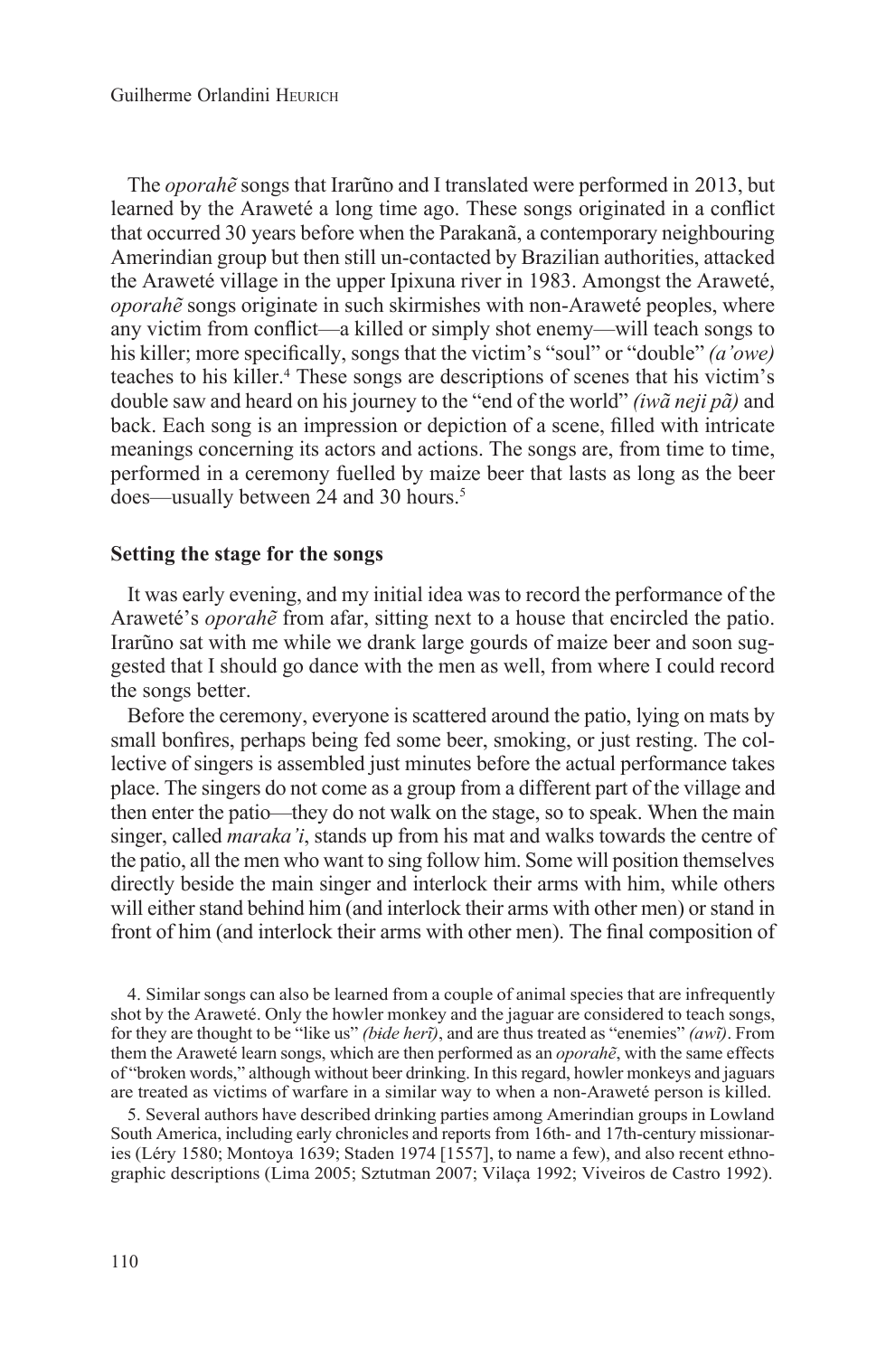The *oporahẽ* songs that Irarũno and I translated were performed in 2013, but learned by the Araweté a long time ago. These songs originated in a conflict that occurred 30 years before when the Parakanã, a contemporary neighbouring Amerindian group but then still un-contacted by Brazilian authorities, attacked the Araweté village in the upper Ipixuna river in 1983. Amongst the Araweté, *oporahẽ* songs originate in such skirmishes with non-Araweté peoples, where any victim from conflict—a killed or simply shot enemy—will teach songs to his killer; more specifically, songs that the victim's "soul" or "double" *(a'owe)* teaches to his killer.[4] These songs are descriptions of scenes that his victim's double saw and heard on his journey to the "end of the world" *(iwã neji pã)* and back. Each song is an impression or depiction of a scene, filled with intricate meanings concerning its actors and actions. The songs are, from time to time, performed in a ceremony fuelled by maize beer that lasts as long as the beer does—usually between 24 and 30 hours.[5]

## Setting the stage for the songs

It was early evening, and my initial idea was to record the performance of the Araweté's *oporahẽ* from afar, sitting next to a house that encircled the patio. Irarũno sat with me while we drank large gourds of maize beer and soon suggested that I should go dance with the men as well, from where I could record the songs better.

Before the ceremony, everyone is scattered around the patio, lying on mats by small bonfires, perhaps being fed some beer, smoking, or just resting. The collective of singers is assembled just minutes before the actual performance takes place. The singers do not come as a group from a different part of the village and then enter the patio—they do not walk on the stage, so to speak. When the main singer, called *maraka'i*, stands up from his mat and walks towards the centre of the patio, all the men who want to sing follow him. Some will position themselves directly beside the main singer and interlock their arms with him, while others will either stand behind him (and interlock their arms with other men) or stand in front of him (and interlock their arms with other men). The final composition of

4. Similar songs can also be learned from a couple of animal species that are infrequently shot by the Araweté. Only the howler monkey and the jaguar are considered to teach songs, for they are thought to be "like us" *(bɨde herĩ)*, and are thus treated as "enemies" *(awĩ)*. From them the Araweté learn songs, which are then performed as an *oporahẽ*, with the same effects of "broken words," although without beer drinking. In this regard, howler monkeys and jaguars are treated as victims of warfare in a similar way to when a non-Araweté person is killed.

5. Several authors have described drinking parties among Amerindian groups in Lowland South America, including early chronicles and reports from 16th- and 17th-century missionaries (Léry 1580; Montoya 1639; Staden 1974 [1557], to name a few), and also recent ethnographic descriptions (Lima 2005; Sztutman 2007; Vilaça 1992; Viveiros de Castro 1992).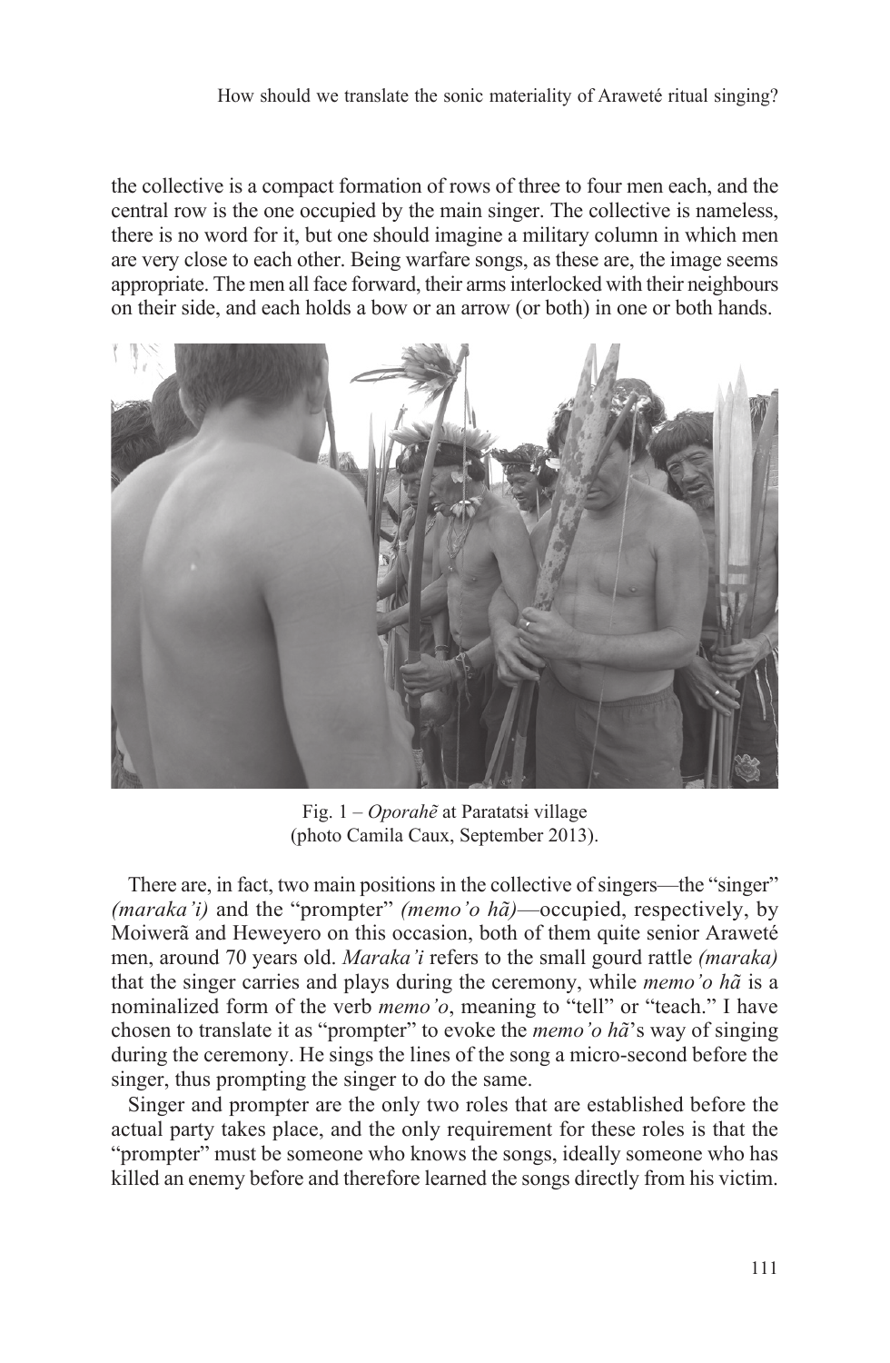the collective is a compact formation of rows of three to four men each, and the central row is the one occupied by the main singer. The collective is nameless, there is no word for it, but one should imagine a military column in which men are very close to each other. Being warfare songs, as these are, the image seems appropriate. The men all face forward, their arms interlocked with their neighbours on their side, and each holds a bow or an arrow (or both) in one or both hands.

Fig. 1 – *Oporahẽ* at Paratatsɨ village
(photo Camila Caux, September 2013).

There are, in fact, two main positions in the collective of singers—the "singer" *(maraka'i)* and the "prompter" *(memo'o hã)*—occupied, respectively, by Moiwerã and Heweyero on this occasion, both of them quite senior Araweté men, around 70 years old. *Maraka'i* refers to the small gourd rattle *(maraka)* that the singer carries and plays during the ceremony, while *memo'o hã* is a nominalized form of the verb *memo'o*, meaning to "tell" or "teach." I have chosen to translate it as "prompter" to evoke the *memo'o hã*'s way of singing during the ceremony. He sings the lines of the song a micro-second before the singer, thus prompting the singer to do the same.

Singer and prompter are the only two roles that are established before the actual party takes place, and the only requirement for these roles is that the "prompter" must be someone who knows the songs, ideally someone who has killed an enemy before and therefore learned the songs directly from his victim.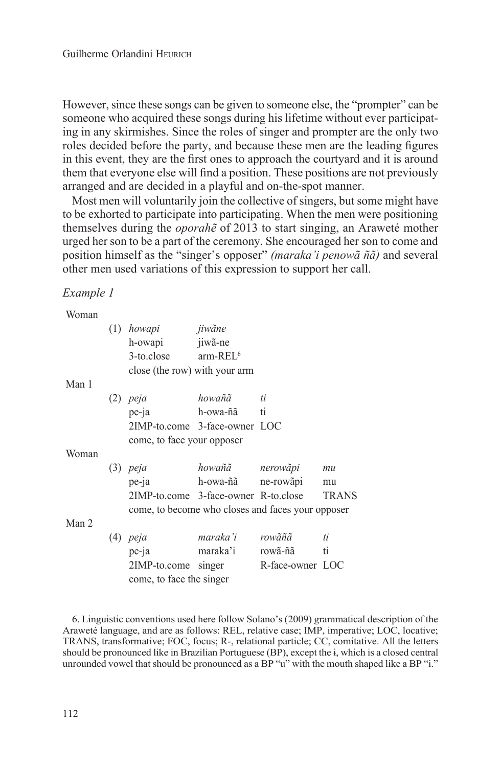However, since these songs can be given to someone else, the "prompter" can be someone who acquired these songs during his lifetime without ever participating in any skirmishes. Since the roles of singer and prompter are the only two roles decided before the party, and because these men are the leading figures in this event, they are the first ones to approach the courtyard and it is around them that everyone else will find a position. These positions are not previously arranged and are decided in a playful and on-the-spot manner.

Most men will voluntarily join the collective of singers, but some might have to be exhorted to participate into participating. When the men were positioning themselves during the *oporahẽ* of 2013 to start singing, an Araweté mother urged her son to be a part of the ceremony. She encouraged her son to come and position himself as the "singer's opposer" *(maraka'i penowã ñã)* and several other men used variations of this expression to support her call.

*Example 1*

Woman

| | | | | |
|---|---|---|---|---|
| (1) | *howapi* | *jiwãne* | | |
| | h-owapi | jiwã-ne | | |
| | 3-to.close | arm-REL[6] | | |
| | close (the row) with your arm | | | |

Man 1

| | | | | |
|---|---|---|---|---|
| (2) | *peja* | *howañã* | *ti* | |
| | pe-ja | h-owa-ñã | ti | |
| | 2IMP-to.come | 3-face-owner | LOC | |
| | come, to face your opposer | | | |

Woman

| | | | | |
|---|---|---|---|---|
| (3) | *peja* | *howañã* | *nerowãpi* | *mu* |
| | pe-ja | h-owa-ñã | ne-rowãpi | mu |
| | 2IMP-to.come | 3-face-owner | R-to.close | TRANS |
| | come, to become who closes and faces your opposer | | | |

Man 2

| | | | | |
|---|---|---|---|---|
| (4) | *peja* | *maraka'i* | *rowãñã* | *ti* |
| | pe-ja | maraka'i | rowã-ñã | ti |
| | 2IMP-to.come | singer | R-face-owner | LOC |
| | come, to face the singer | | | |

6. Linguistic conventions used here follow Solano's (2009) grammatical description of the Araweté language, and are as follows: REL, relative case; IMP, imperative; LOC, locative; TRANS, transformative; FOC, focus; R-, relational particle; CC, comitative. All the letters should be pronounced like in Brazilian Portuguese (BP), except the ɨ, which is a closed central unrounded vowel that should be pronounced as a BP "u" with the mouth shaped like a BP "i."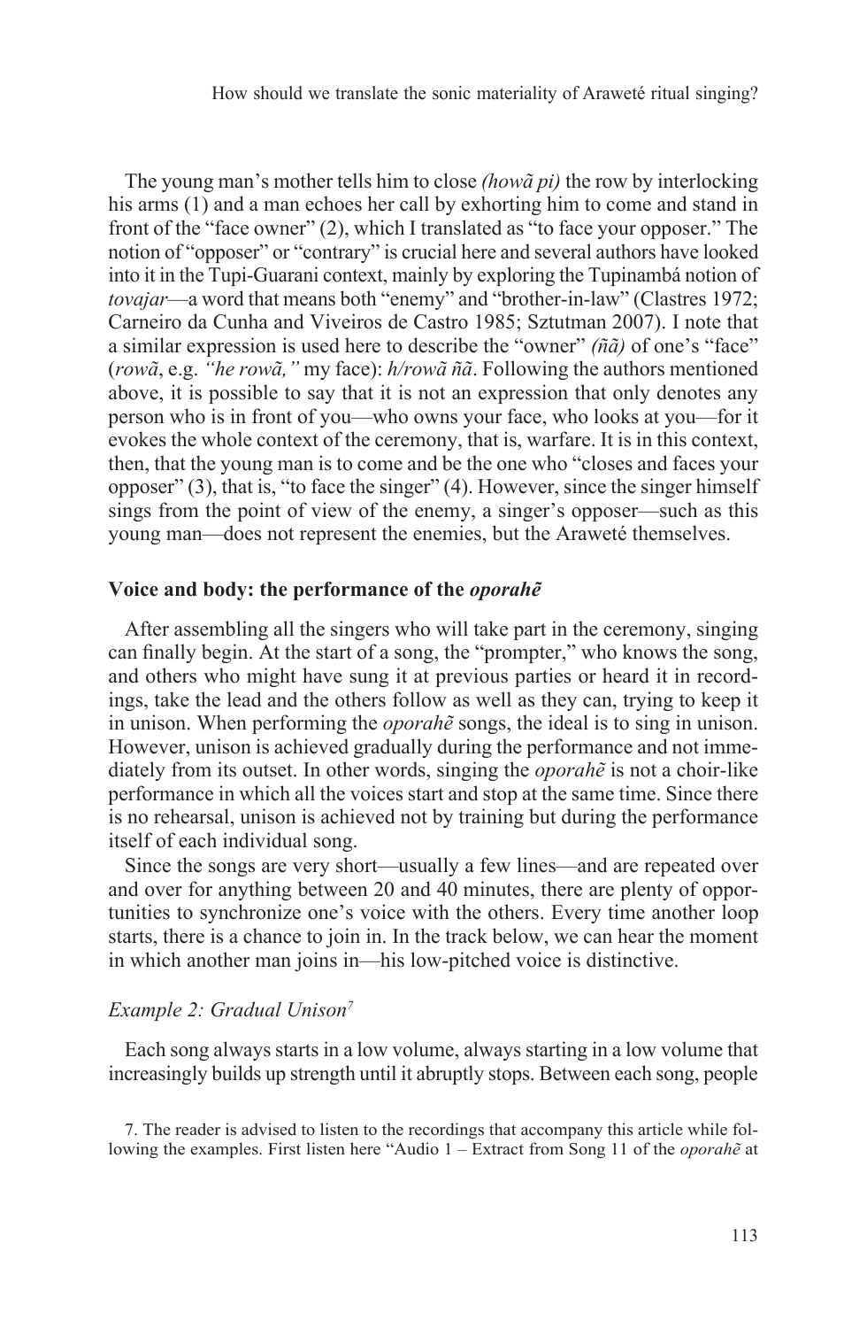The young man's mother tells him to close *(howã pi)* the row by interlocking his arms (1) and a man echoes her call by exhorting him to come and stand in front of the "face owner" (2), which I translated as "to face your opposer." The notion of "opposer" or "contrary" is crucial here and several authors have looked into it in the Tupi-Guarani context, mainly by exploring the Tupinambá notion of *tovajar*—a word that means both "enemy" and "brother-in-law" (Clastres 1972; Carneiro da Cunha and Viveiros de Castro 1985; Sztutman 2007). I note that a similar expression is used here to describe the "owner" *(ñã)* of one's "face" (*rowã*, e.g. *"he rowã,"* my face): *h/rowã ñã*. Following the authors mentioned above, it is possible to say that it is not an expression that only denotes any person who is in front of you—who owns your face, who looks at you—for it evokes the whole context of the ceremony, that is, warfare. It is in this context, then, that the young man is to come and be the one who "closes and faces your opposer" (3), that is, "to face the singer" (4). However, since the singer himself sings from the point of view of the enemy, a singer's opposer—such as this young man—does not represent the enemies, but the Araweté themselves.

### Voice and body: the performance of the *oporahẽ*

After assembling all the singers who will take part in the ceremony, singing can finally begin. At the start of a song, the "prompter," who knows the song, and others who might have sung it at previous parties or heard it in recordings, take the lead and the others follow as well as they can, trying to keep it in unison. When performing the *oporahẽ* songs, the ideal is to sing in unison. However, unison is achieved gradually during the performance and not immediately from its outset. In other words, singing the *oporahẽ* is not a choir-like performance in which all the voices start and stop at the same time. Since there is no rehearsal, unison is achieved not by training but during the performance itself of each individual song.

Since the songs are very short—usually a few lines—and are repeated over and over for anything between 20 and 40 minutes, there are plenty of opportunities to synchronize one's voice with the others. Every time another loop starts, there is a chance to join in. In the track below, we can hear the moment in which another man joins in—his low-pitched voice is distinctive.

*Example 2: Gradual Unison*[7]

Each song always starts in a low volume, always starting in a low volume that increasingly builds up strength until it abruptly stops. Between each song, people

7. The reader is advised to listen to the recordings that accompany this article while following the examples. First listen here "Audio 1 – Extract from Song 11 of the *oporahẽ* at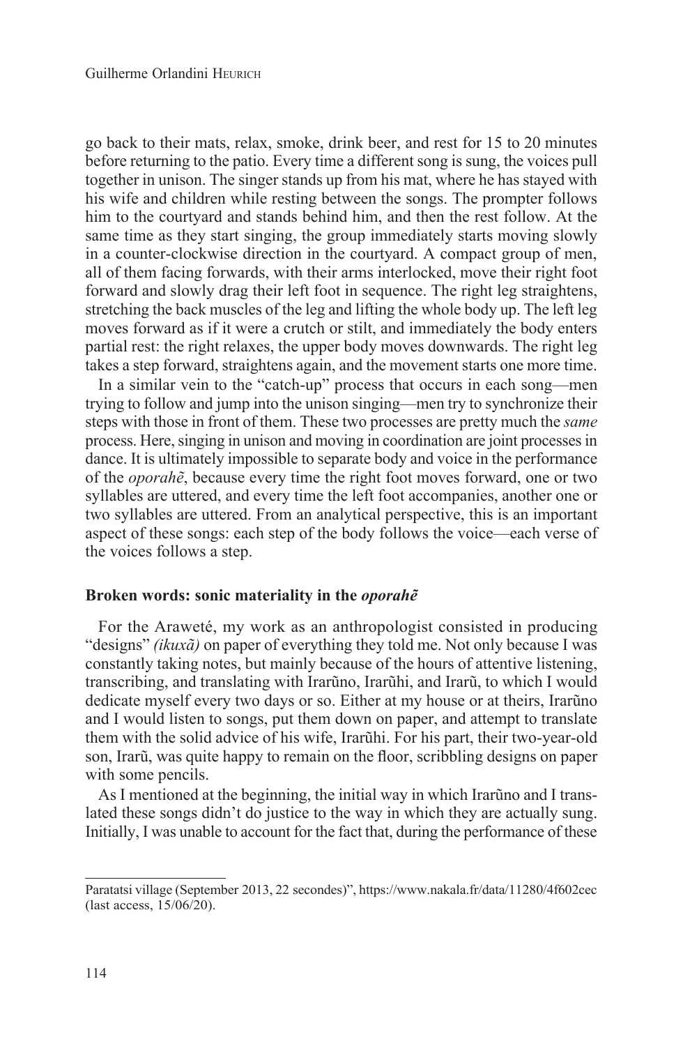go back to their mats, relax, smoke, drink beer, and rest for 15 to 20 minutes before returning to the patio. Every time a different song is sung, the voices pull together in unison. The singer stands up from his mat, where he has stayed with his wife and children while resting between the songs. The prompter follows him to the courtyard and stands behind him, and then the rest follow. At the same time as they start singing, the group immediately starts moving slowly in a counter-clockwise direction in the courtyard. A compact group of men, all of them facing forwards, with their arms interlocked, move their right foot forward and slowly drag their left foot in sequence. The right leg straightens, stretching the back muscles of the leg and lifting the whole body up. The left leg moves forward as if it were a crutch or stilt, and immediately the body enters partial rest: the right relaxes, the upper body moves downwards. The right leg takes a step forward, straightens again, and the movement starts one more time.

In a similar vein to the "catch-up" process that occurs in each song—men trying to follow and jump into the unison singing—men try to synchronize their steps with those in front of them. These two processes are pretty much the *same* process. Here, singing in unison and moving in coordination are joint processes in dance. It is ultimately impossible to separate body and voice in the performance of the *oporahẽ*, because every time the right foot moves forward, one or two syllables are uttered, and every time the left foot accompanies, another one or two syllables are uttered. From an analytical perspective, this is an important aspect of these songs: each step of the body follows the voice—each verse of the voices follows a step.

## Broken words: sonic materiality in the *oporahẽ*

For the Araweté, my work as an anthropologist consisted in producing "designs" *(ikuxã)* on paper of everything they told me. Not only because I was constantly taking notes, but mainly because of the hours of attentive listening, transcribing, and translating with Irarũno, Irarũhi, and Irarũ, to which I would dedicate myself every two days or so. Either at my house or at theirs, Irarũno and I would listen to songs, put them down on paper, and attempt to translate them with the solid advice of his wife, Irarũhi. For his part, their two-year-old son, Irarũ, was quite happy to remain on the floor, scribbling designs on paper with some pencils.

As I mentioned at the beginning, the initial way in which Irarũno and I translated these songs didn't do justice to the way in which they are actually sung. Initially, I was unable to account for the fact that, during the performance of these

Paratatsi village (September 2013, 22 secondes)", https://www.nakala.fr/data/11280/4f602cec (last access, 15/06/20).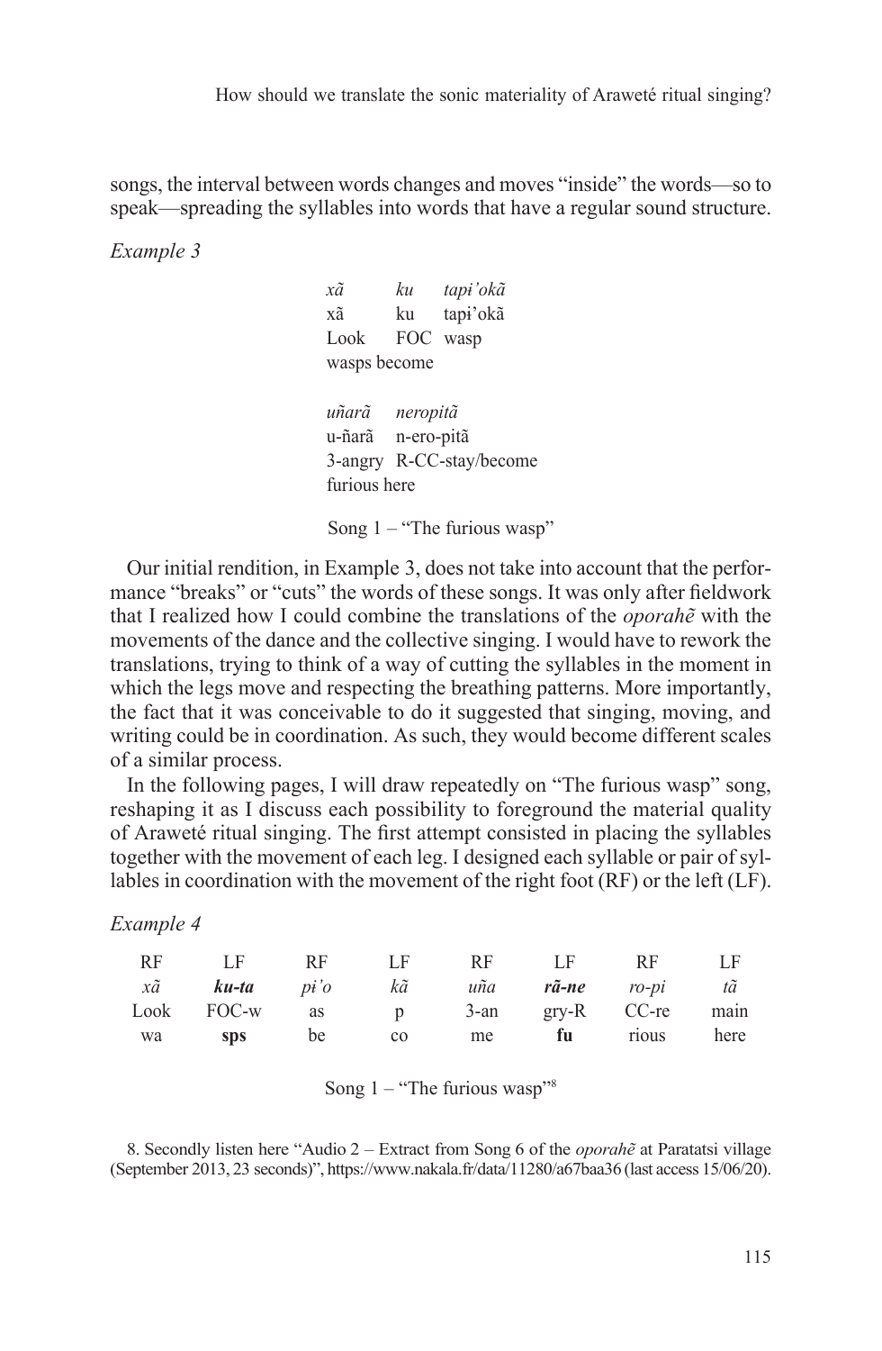songs, the interval between words changes and moves "inside" the words—so to speak—spreading the syllables into words that have a regular sound structure.

*Example 3*

| *xã* | *ku* | *tapi'okã* |
|---|---|---|
| xã | ku | tapi'okã |
| Look | FOC | wasp |
| wasps become | | |

| *uñarã* | *neropitã* |
|---|---|
| u-ñarã | n-ero-pitã |
| 3-angry | R-CC-stay/become |
| furious here | |

Song 1 – "The furious wasp"

Our initial rendition, in Example 3, does not take into account that the performance "breaks" or "cuts" the words of these songs. It was only after fieldwork that I realized how I could combine the translations of the *oporahẽ* with the movements of the dance and the collective singing. I would have to rework the translations, trying to think of a way of cutting the syllables in the moment in which the legs move and respecting the breathing patterns. More importantly, the fact that it was conceivable to do it suggested that singing, moving, and writing could be in coordination. As such, they would become different scales of a similar process.

In the following pages, I will draw repeatedly on "The furious wasp" song, reshaping it as I discuss each possibility to foreground the material quality of Araweté ritual singing. The first attempt consisted in placing the syllables together with the movement of each leg. I designed each syllable or pair of syllables in coordination with the movement of the right foot (RF) or the left (LF).

*Example 4*

| RF | LF | RF | LF | RF | LF | RF | LF |
|---|---|---|---|---|---|---|---|
| *xã* | ***ku-ta*** | *pi'o* | *kã* | *uña* | ***rã-ne*** | *ro-pi* | *tã* |
| Look | FOC-w | as | p | 3-an | gry-R | CC-re | main |
| wa | **sps** | be | co | me | **fu** | rious | here |

Song 1 – "The furious wasp"[8]

8. Secondly listen here "Audio 2 – Extract from Song 6 of the *oporahẽ* at Paratatsi village (September 2013, 23 seconds)", https://www.nakala.fr/data/11280/a67baa36 (last access 15/06/20).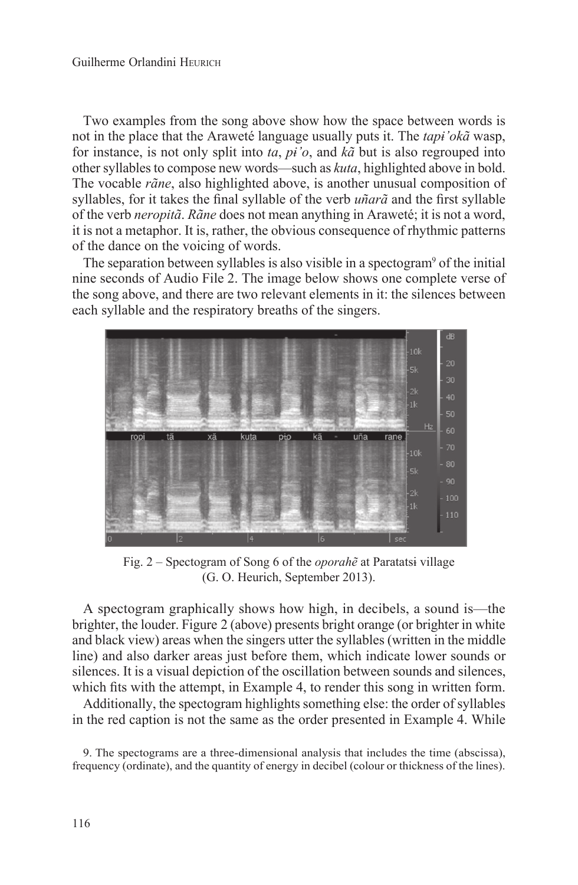Two examples from the song above show how the space between words is not in the place that the Araweté language usually puts it. The *tapɨ'okã* wasp, for instance, is not only split into *ta*, *pɨ'o*, and *kã* but is also regrouped into other syllables to compose new words—such as *kuta*, highlighted above in bold. The vocable *rãne*, also highlighted above, is another unusual composition of syllables, for it takes the final syllable of the verb *uñarã* and the first syllable of the verb *neropitã*. *Rãne* does not mean anything in Araweté; it is not a word, it is not a metaphor. It is, rather, the obvious consequence of rhythmic patterns of the dance on the voicing of words.

The separation between syllables is also visible in a spectogram[9] of the initial nine seconds of Audio File 2. The image below shows one complete verse of the song above, and there are two relevant elements in it: the silences between each syllable and the respiratory breaths of the singers.

Fig. 2 – Spectogram of Song 6 of the *oporahẽ* at Paratatsɨ village (G. O. Heurich, September 2013).

A spectogram graphically shows how high, in decibels, a sound is—the brighter, the louder. Figure 2 (above) presents bright orange (or brighter in white and black view) areas when the singers utter the syllables (written in the middle line) and also darker areas just before them, which indicate lower sounds or silences. It is a visual depiction of the oscillation between sounds and silences, which fits with the attempt, in Example 4, to render this song in written form.

Additionally, the spectogram highlights something else: the order of syllables in the red caption is not the same as the order presented in Example 4. While

9. The spectograms are a three-dimensional analysis that includes the time (abscissa), frequency (ordinate), and the quantity of energy in decibel (colour or thickness of the lines).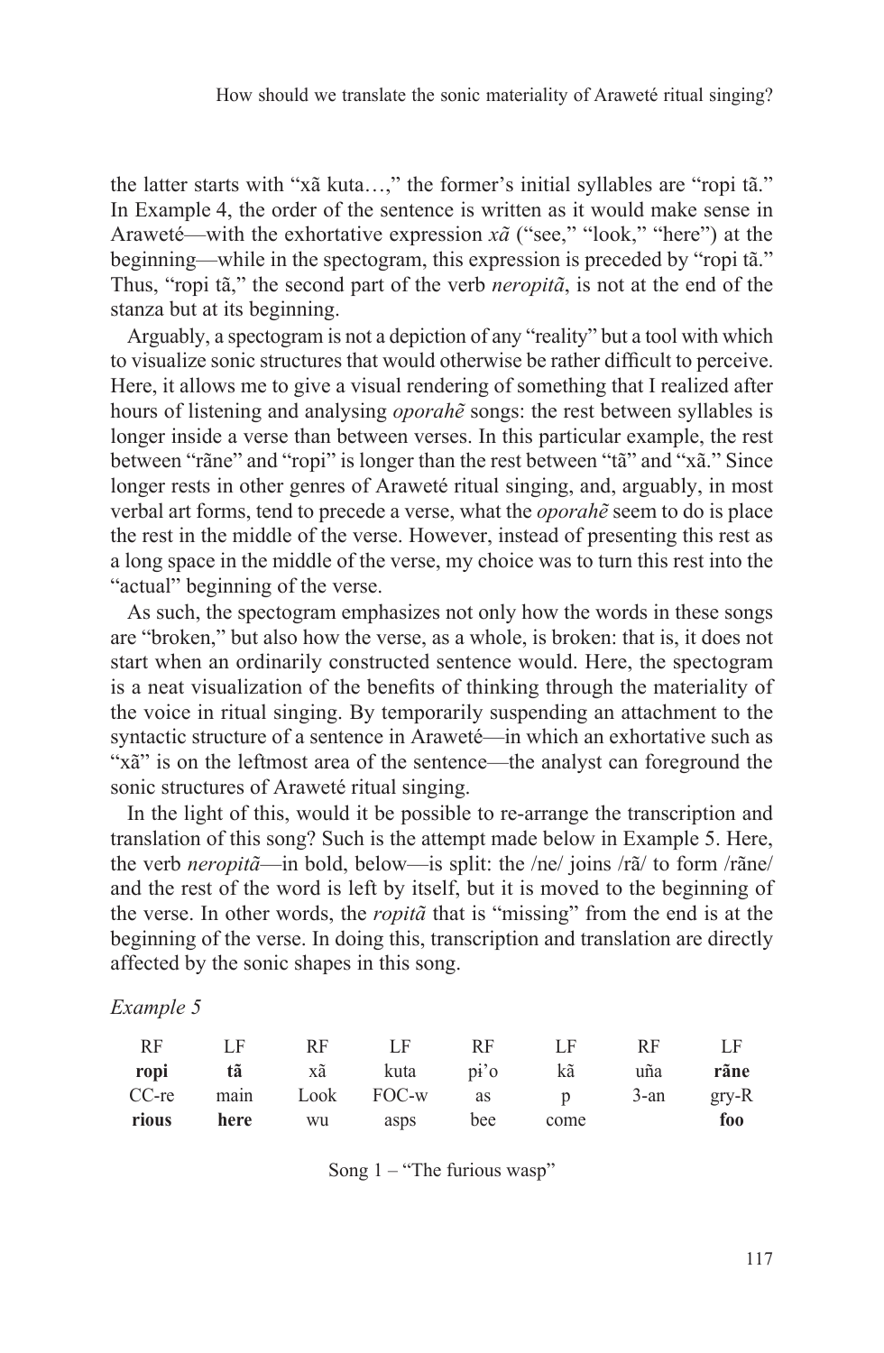the latter starts with "xã kuta…," the former's initial syllables are "ropi tã." In Example 4, the order of the sentence is written as it would make sense in Araweté—with the exhortative expression *xã* ("see," "look," "here") at the beginning—while in the spectogram, this expression is preceded by "ropi tã." Thus, "ropi tã," the second part of the verb *neropitã*, is not at the end of the stanza but at its beginning.

Arguably, a spectogram is not a depiction of any "reality" but a tool with which to visualize sonic structures that would otherwise be rather difficult to perceive. Here, it allows me to give a visual rendering of something that I realized after hours of listening and analysing *oporahẽ* songs: the rest between syllables is longer inside a verse than between verses. In this particular example, the rest between "rãne" and "ropi" is longer than the rest between "tã" and "xã." Since longer rests in other genres of Araweté ritual singing, and, arguably, in most verbal art forms, tend to precede a verse, what the *oporahẽ* seem to do is place the rest in the middle of the verse. However, instead of presenting this rest as a long space in the middle of the verse, my choice was to turn this rest into the "actual" beginning of the verse.

As such, the spectogram emphasizes not only how the words in these songs are "broken," but also how the verse, as a whole, is broken: that is, it does not start when an ordinarily constructed sentence would. Here, the spectogram is a neat visualization of the benefits of thinking through the materiality of the voice in ritual singing. By temporarily suspending an attachment to the syntactic structure of a sentence in Araweté—in which an exhortative such as "xã" is on the leftmost area of the sentence—the analyst can foreground the sonic structures of Araweté ritual singing.

In the light of this, would it be possible to re-arrange the transcription and translation of this song? Such is the attempt made below in Example 5. Here, the verb *neropitã*—in bold, below—is split: the /ne/ joins /rã/ to form /rãne/ and the rest of the word is left by itself, but it is moved to the beginning of the verse. In other words, the *ropitã* that is "missing" from the end is at the beginning of the verse. In doing this, transcription and translation are directly affected by the sonic shapes in this song.

*Example 5*

| RF | LF | RF | LF | RF | LF | RF | LF |
|---|---|---|---|---|---|---|---|
| **ropi** | **tã** | xã | kuta | pi'o | kã | uña | **rãne** |
| CC-re | main | Look | FOC-w | as | p | 3-an | gry-R |
| **rious** | **here** | wu | asps | bee | come | | **foo** |

Song 1 – "The furious wasp"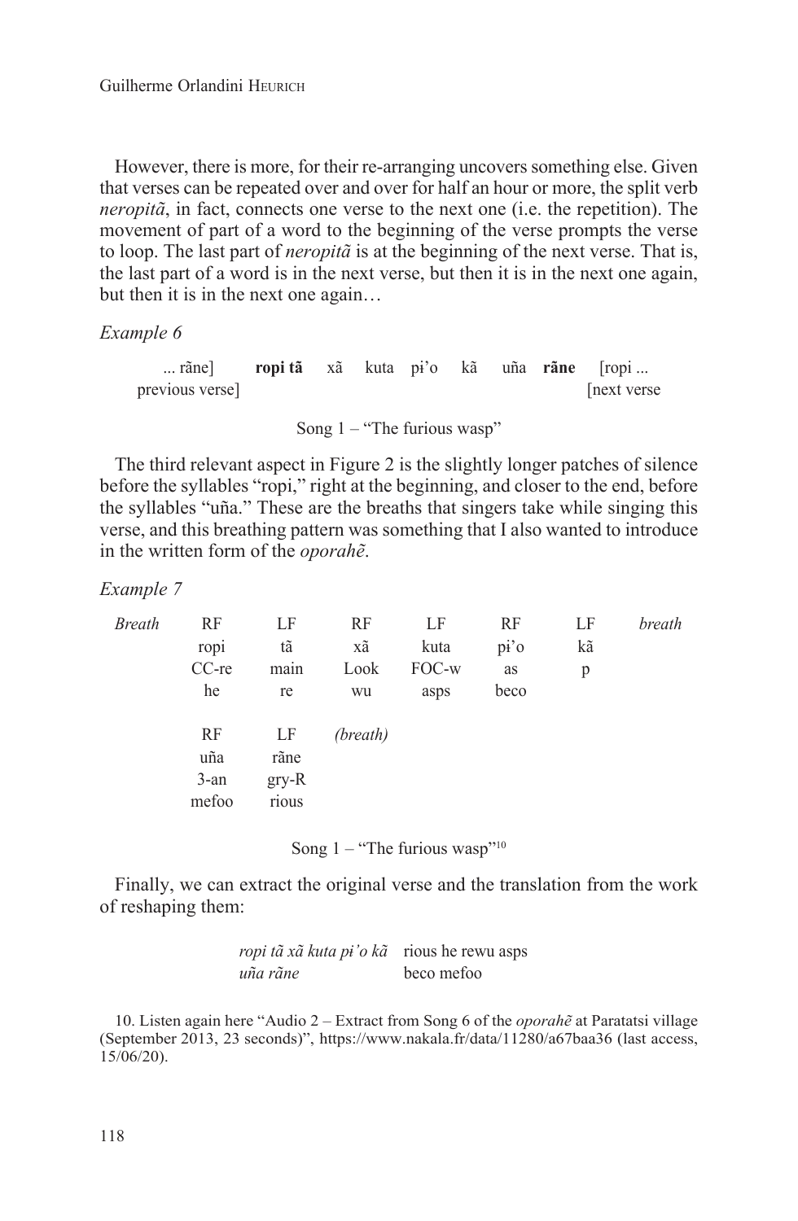However, there is more, for their re-arranging uncovers something else. Given that verses can be repeated over and over for half an hour or more, the split verb *neropitã*, in fact, connects one verse to the next one (i.e. the repetition). The movement of part of a word to the beginning of the verse prompts the verse to loop. The last part of *neropitã* is at the beginning of the next verse. That is, the last part of a word is in the next verse, but then it is in the next one again, but then it is in the next one again…

*Example 6*

| ... rãne] | **ropi tã** | xã | kuta | pi'o | kã | uña | **rãne** | [ropi ... |
|---|---|---|---|---|---|---|---|---|
| previous verse] | | | | | | | | [next verse |

Song 1 – "The furious wasp"

The third relevant aspect in Figure 2 is the slightly longer patches of silence before the syllables "ropi," right at the beginning, and closer to the end, before the syllables "uña." These are the breaths that singers take while singing this verse, and this breathing pattern was something that I also wanted to introduce in the written form of the *oporahẽ*.

*Example 7*

| *Breath* | RF | LF | RF | LF | RF | LF | *breath* |
|---|---|---|---|---|---|---|---|
| | ropi | tã | xã | kuta | pi'o | kã | |
| | CC-re | main | Look | FOC-w | as | p | |
| | he | re | wu | asps | beco | | |
| | RF | LF | *(breath)* | | | | |
| | uña | rãne | | | | | |
| | 3-an | gry-R | | | | | |
| | mefoo | rious | | | | | |

Song 1 – "The furious wasp"[10]

Finally, we can extract the original verse and the translation from the work of reshaping them:

| | |
|---|---|
| *ropi tã xã kuta pi'o kã* | rious he rewu asps |
| *uña rãne* | beco mefoo |

10. Listen again here "Audio 2 – Extract from Song 6 of the *oporahẽ* at Paratatsi village (September 2013, 23 seconds)", https://www.nakala.fr/data/11280/a67baa36 (last access, 15/06/20).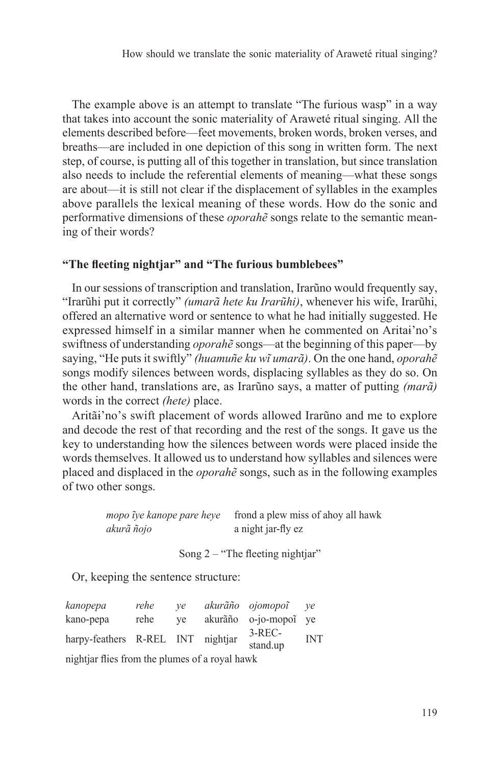The example above is an attempt to translate "The furious wasp" in a way that takes into account the sonic materiality of Araweté ritual singing. All the elements described before—feet movements, broken words, broken verses, and breaths—are included in one depiction of this song in written form. The next step, of course, is putting all of this together in translation, but since translation also needs to include the referential elements of meaning—what these songs are about—it is still not clear if the displacement of syllables in the examples above parallels the lexical meaning of these words. How do the sonic and performative dimensions of these *oporahẽ* songs relate to the semantic meaning of their words?

### "The fleeting nightjar" and "The furious bumblebees"

In our sessions of transcription and translation, Irarũno would frequently say, "Irarũhi put it correctly" *(umarã hete ku Irarũhi)*, whenever his wife, Irarũhi, offered an alternative word or sentence to what he had initially suggested. He expressed himself in a similar manner when he commented on Aritaɨ'no's swiftness of understanding *oporahẽ* songs—at the beginning of this paper—by saying, "He puts it swiftly" *(huamuñe ku wĩ umarã)*. On the one hand, *oporahẽ* songs modify silences between words, displacing syllables as they do so. On the other hand, translations are, as Irarũno says, a matter of putting *(marã)* words in the correct *(hete)* place.

Aritãɨ'no's swift placement of words allowed Irarũno and me to explore and decode the rest of that recording and the rest of the songs. It gave us the key to understanding how the silences between words were placed inside the words themselves. It allowed us to understand how syllables and silences were placed and displaced in the *oporahẽ* songs, such as in the following examples of two other songs.

| | |
|---|---|
| *mopo ĩye kanope pare heye* | frond a plew miss of ahoy all hawk |
| *akurã ñojo* | a night jar-fly ez |

Song 2 – "The fleeting nightjar"

Or, keeping the sentence structure:

| *kanopepa* | *rehe* | *ye* | *akurãño* | *ojomopoĩ* | *ye* |
|---|---|---|---|---|---|
| kano-pepa | rehe | ye | akurãño | o-jo-mopoĩ | ye |
| harpy-feathers | R-REL | INT | nightjar | 3-REC-stand.up | INT |

nightjar flies from the plumes of a royal hawk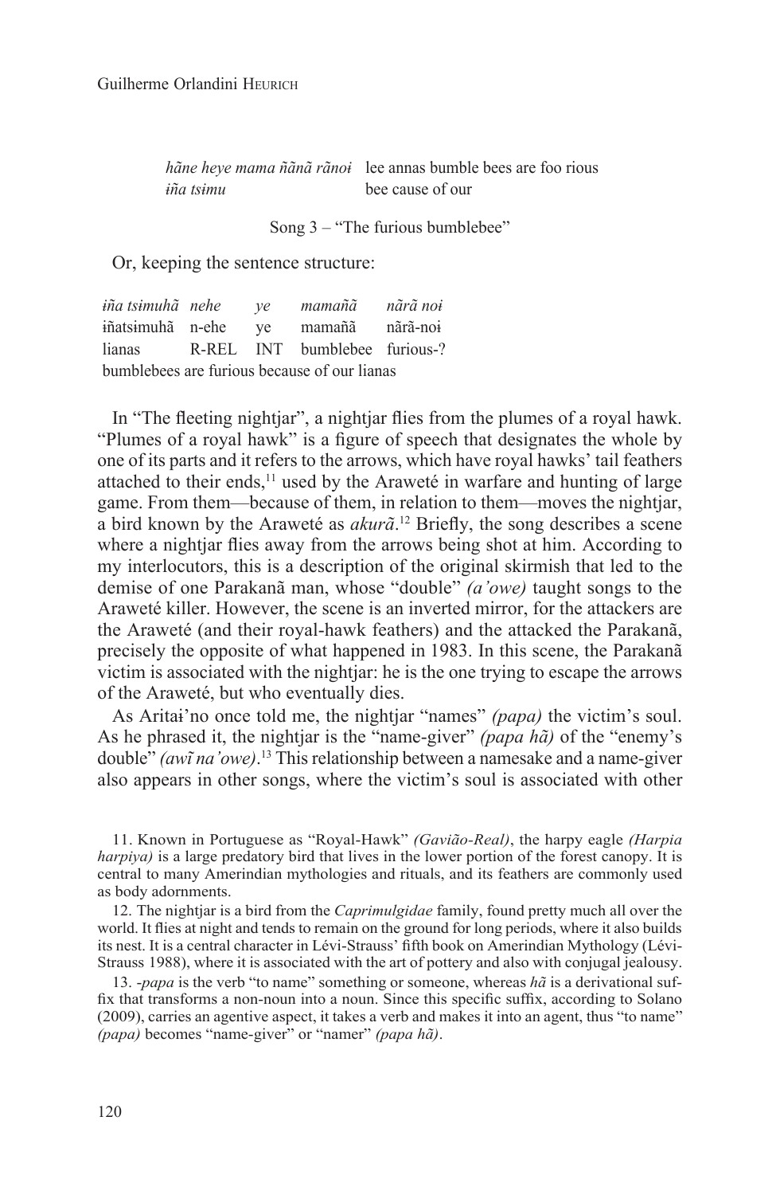| | |
|---|---|
| *hãne heye mama ñãnã rãnoɨ* | lee annas bumble bees are foo rious |
| *ɨña tsɨmu* | bee cause of our |

Song 3 – "The furious bumblebee"

Or, keeping the sentence structure:

| *ɨña tsɨmuhã* | *nehe* | *ye* | *mamañã* | *nãrã noɨ* |
|---|---|---|---|---|
| ɨñatsɨmuhã | n-ehe | ye | mamañã | nãrã-noɨ |
| lianas | R-REL | INT | bumblebee | furious-? |

bumblebees are furious because of our lianas

In "The fleeting nightjar", a nightjar flies from the plumes of a royal hawk. "Plumes of a royal hawk" is a figure of speech that designates the whole by one of its parts and it refers to the arrows, which have royal hawks' tail feathers attached to their ends,[11] used by the Araweté in warfare and hunting of large game. From them—because of them, in relation to them—moves the nightjar, a bird known by the Araweté as *akurã*.[12] Briefly, the song describes a scene where a nightjar flies away from the arrows being shot at him. According to my interlocutors, this is a description of the original skirmish that led to the demise of one Parakanã man, whose "double" *(a'owe)* taught songs to the Araweté killer. However, the scene is an inverted mirror, for the attackers are the Araweté (and their royal-hawk feathers) and the attacked the Parakanã, precisely the opposite of what happened in 1983. In this scene, the Parakanã victim is associated with the nightjar: he is the one trying to escape the arrows of the Araweté, but who eventually dies.

As Aritaɨ'no once told me, the nightjar "names" *(papa)* the victim's soul. As he phrased it, the nightjar is the "name-giver" *(papa hã)* of the "enemy's double" *(awĩ na'owe)*.[13] This relationship between a namesake and a name-giver also appears in other songs, where the victim's soul is associated with other

11. Known in Portuguese as "Royal-Hawk" *(Gavião-Real)*, the harpy eagle *(Harpia harpiya)* is a large predatory bird that lives in the lower portion of the forest canopy. It is central to many Amerindian mythologies and rituals, and its feathers are commonly used as body adornments.

12. The nightjar is a bird from the *Caprimulgidae* family, found pretty much all over the world. It flies at night and tends to remain on the ground for long periods, where it also builds its nest. It is a central character in Lévi-Strauss' fifth book on Amerindian Mythology (Lévi-Strauss 1988), where it is associated with the art of pottery and also with conjugal jealousy.

13. *-papa* is the verb "to name" something or someone, whereas *hã* is a derivational suffix that transforms a non-noun into a noun. Since this specific suffix, according to Solano (2009), carries an agentive aspect, it takes a verb and makes it into an agent, thus "to name" *(papa)* becomes "name-giver" or "namer" *(papa hã)*.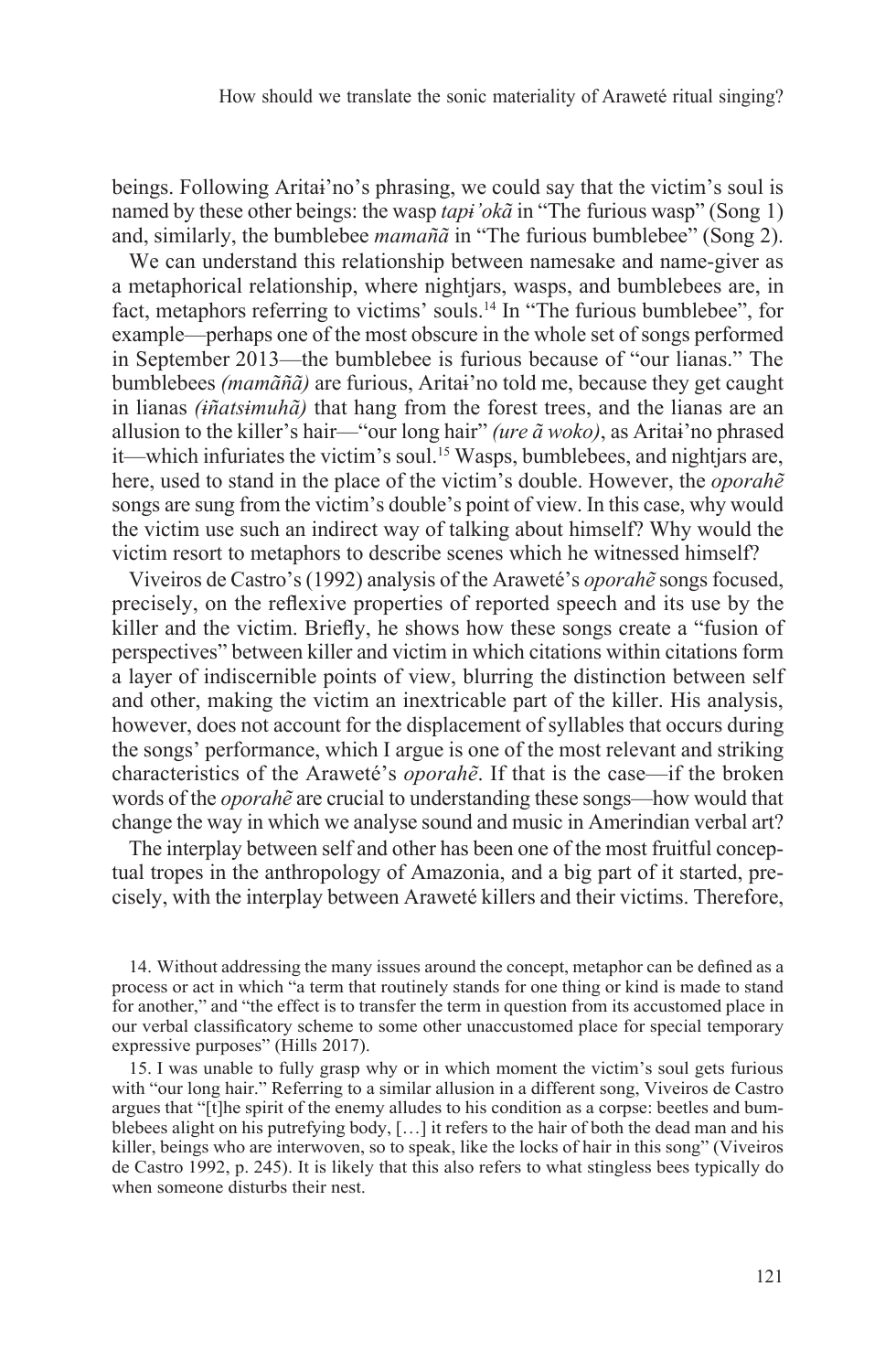beings. Following Aritaɨ'no's phrasing, we could say that the victim's soul is named by these other beings: the wasp *tapɨ'okã* in "The furious wasp" (Song 1) and, similarly, the bumblebee *mamañã* in "The furious bumblebee" (Song 2).

We can understand this relationship between namesake and name-giver as a metaphorical relationship, where nightjars, wasps, and bumblebees are, in fact, metaphors referring to victims' souls.[14] In "The furious bumblebee", for example—perhaps one of the most obscure in the whole set of songs performed in September 2013—the bumblebee is furious because of "our lianas." The bumblebees *(mamãñã)* are furious, Aritaɨ'no told me, because they get caught in lianas *(iñatsɨmuhã)* that hang from the forest trees, and the lianas are an allusion to the killer's hair—"our long hair" *(ure ã woko)*, as Aritaɨ'no phrased it—which infuriates the victim's soul.[15] Wasps, bumblebees, and nightjars are, here, used to stand in the place of the victim's double. However, the *oporahẽ* songs are sung from the victim's double's point of view. In this case, why would the victim use such an indirect way of talking about himself? Why would the victim resort to metaphors to describe scenes which he witnessed himself?

Viveiros de Castro's (1992) analysis of the Araweté's *oporahẽ* songs focused, precisely, on the reflexive properties of reported speech and its use by the killer and the victim. Briefly, he shows how these songs create a "fusion of perspectives" between killer and victim in which citations within citations form a layer of indiscernible points of view, blurring the distinction between self and other, making the victim an inextricable part of the killer. His analysis, however, does not account for the displacement of syllables that occurs during the songs' performance, which I argue is one of the most relevant and striking characteristics of the Araweté's *oporahẽ*. If that is the case—if the broken words of the *oporahẽ* are crucial to understanding these songs—how would that change the way in which we analyse sound and music in Amerindian verbal art?

The interplay between self and other has been one of the most fruitful conceptual tropes in the anthropology of Amazonia, and a big part of it started, precisely, with the interplay between Araweté killers and their victims. Therefore,

14. Without addressing the many issues around the concept, metaphor can be defined as a process or act in which "a term that routinely stands for one thing or kind is made to stand for another," and "the effect is to transfer the term in question from its accustomed place in our verbal classificatory scheme to some other unaccustomed place for special temporary expressive purposes" (Hills 2017).

15. I was unable to fully grasp why or in which moment the victim's soul gets furious with "our long hair." Referring to a similar allusion in a different song, Viveiros de Castro argues that "[t]he spirit of the enemy alludes to his condition as a corpse: beetles and bumblebees alight on his putrefying body, […] it refers to the hair of both the dead man and his killer, beings who are interwoven, so to speak, like the locks of hair in this song" (Viveiros de Castro 1992, p. 245). It is likely that this also refers to what stingless bees typically do when someone disturbs their nest.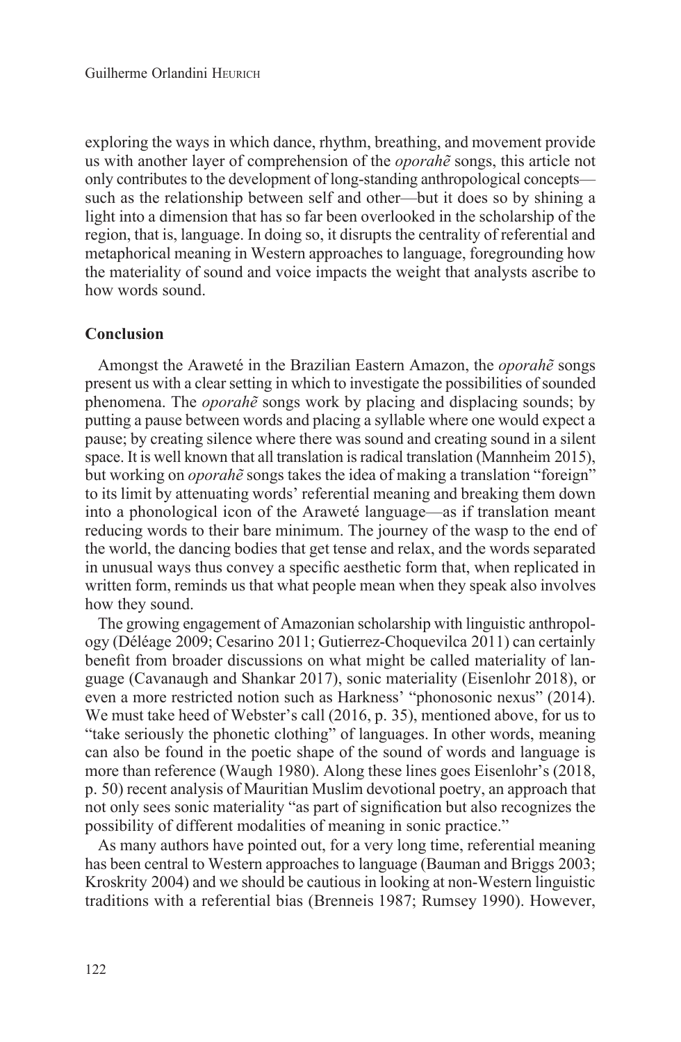exploring the ways in which dance, rhythm, breathing, and movement provide us with another layer of comprehension of the *oporahẽ* songs, this article not only contributes to the development of long-standing anthropological concepts—such as the relationship between self and other—but it does so by shining a light into a dimension that has so far been overlooked in the scholarship of the region, that is, language. In doing so, it disrupts the centrality of referential and metaphorical meaning in Western approaches to language, foregrounding how the materiality of sound and voice impacts the weight that analysts ascribe to how words sound.

## Conclusion

Amongst the Araweté in the Brazilian Eastern Amazon, the *oporahẽ* songs present us with a clear setting in which to investigate the possibilities of sounded phenomena. The *oporahẽ* songs work by placing and displacing sounds; by putting a pause between words and placing a syllable where one would expect a pause; by creating silence where there was sound and creating sound in a silent space. It is well known that all translation is radical translation (Mannheim 2015), but working on *oporahẽ* songs takes the idea of making a translation "foreign" to its limit by attenuating words' referential meaning and breaking them down into a phonological icon of the Araweté language—as if translation meant reducing words to their bare minimum. The journey of the wasp to the end of the world, the dancing bodies that get tense and relax, and the words separated in unusual ways thus convey a specific aesthetic form that, when replicated in written form, reminds us that what people mean when they speak also involves how they sound.

The growing engagement of Amazonian scholarship with linguistic anthropology (Déléage 2009; Cesarino 2011; Gutierrez-Choquevilca 2011) can certainly benefit from broader discussions on what might be called materiality of language (Cavanaugh and Shankar 2017), sonic materiality (Eisenlohr 2018), or even a more restricted notion such as Harkness' "phonosonic nexus" (2014). We must take heed of Webster's call (2016, p. 35), mentioned above, for us to "take seriously the phonetic clothing" of languages. In other words, meaning can also be found in the poetic shape of the sound of words and language is more than reference (Waugh 1980). Along these lines goes Eisenlohr's (2018, p. 50) recent analysis of Mauritian Muslim devotional poetry, an approach that not only sees sonic materiality "as part of signification but also recognizes the possibility of different modalities of meaning in sonic practice."

As many authors have pointed out, for a very long time, referential meaning has been central to Western approaches to language (Bauman and Briggs 2003; Kroskrity 2004) and we should be cautious in looking at non-Western linguistic traditions with a referential bias (Brenneis 1987; Rumsey 1990). However,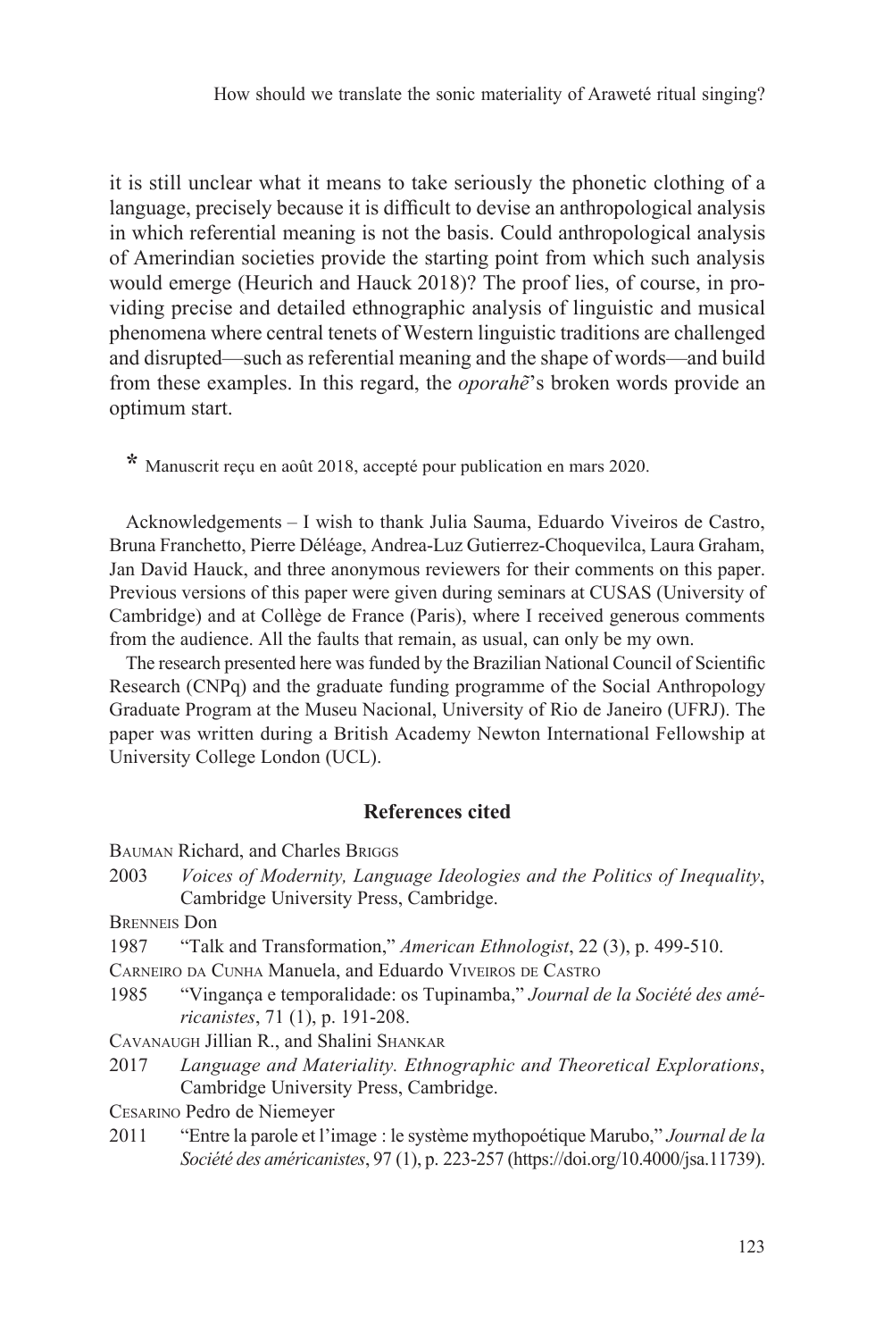it is still unclear what it means to take seriously the phonetic clothing of a language, precisely because it is difficult to devise an anthropological analysis in which referential meaning is not the basis. Could anthropological analysis of Amerindian societies provide the starting point from which such analysis would emerge (Heurich and Hauck 2018)? The proof lies, of course, in providing precise and detailed ethnographic analysis of linguistic and musical phenomena where central tenets of Western linguistic traditions are challenged and disrupted—such as referential meaning and the shape of words—and build from these examples. In this regard, the *oporahẽ*'s broken words provide an optimum start.

\* Manuscrit reçu en août 2018, accepté pour publication en mars 2020.

Acknowledgements – I wish to thank Julia Sauma, Eduardo Viveiros de Castro, Bruna Franchetto, Pierre Déléage, Andrea-Luz Gutierrez-Choquevilca, Laura Graham, Jan David Hauck, and three anonymous reviewers for their comments on this paper. Previous versions of this paper were given during seminars at CUSAS (University of Cambridge) and at Collège de France (Paris), where I received generous comments from the audience. All the faults that remain, as usual, can only be my own.

The research presented here was funded by the Brazilian National Council of Scientific Research (CNPq) and the graduate funding programme of the Social Anthropology Graduate Program at the Museu Nacional, University of Rio de Janeiro (UFRJ). The paper was written during a British Academy Newton International Fellowship at University College London (UCL).

## References cited

Bauman Richard, and Charles Briggs

2003 *Voices of Modernity, Language Ideologies and the Politics of Inequality*, Cambridge University Press, Cambridge.

Brenneis Don

1987 "Talk and Transformation," *American Ethnologist*, 22 (3), p. 499-510.

Carneiro da Cunha Manuela, and Eduardo Viveiros de Castro

1985 "Vingança e temporalidade: os Tupinamba," *Journal de la Société des américanistes*, 71 (1), p. 191-208.

Cavanaugh Jillian R., and Shalini Shankar

2017 *Language and Materiality. Ethnographic and Theoretical Explorations*, Cambridge University Press, Cambridge.

Cesarino Pedro de Niemeyer

2011 "Entre la parole et l'image : le système mythopoétique Marubo," *Journal de la Société des américanistes*, 97 (1), p. 223-257 (https://doi.org/10.4000/jsa.11739).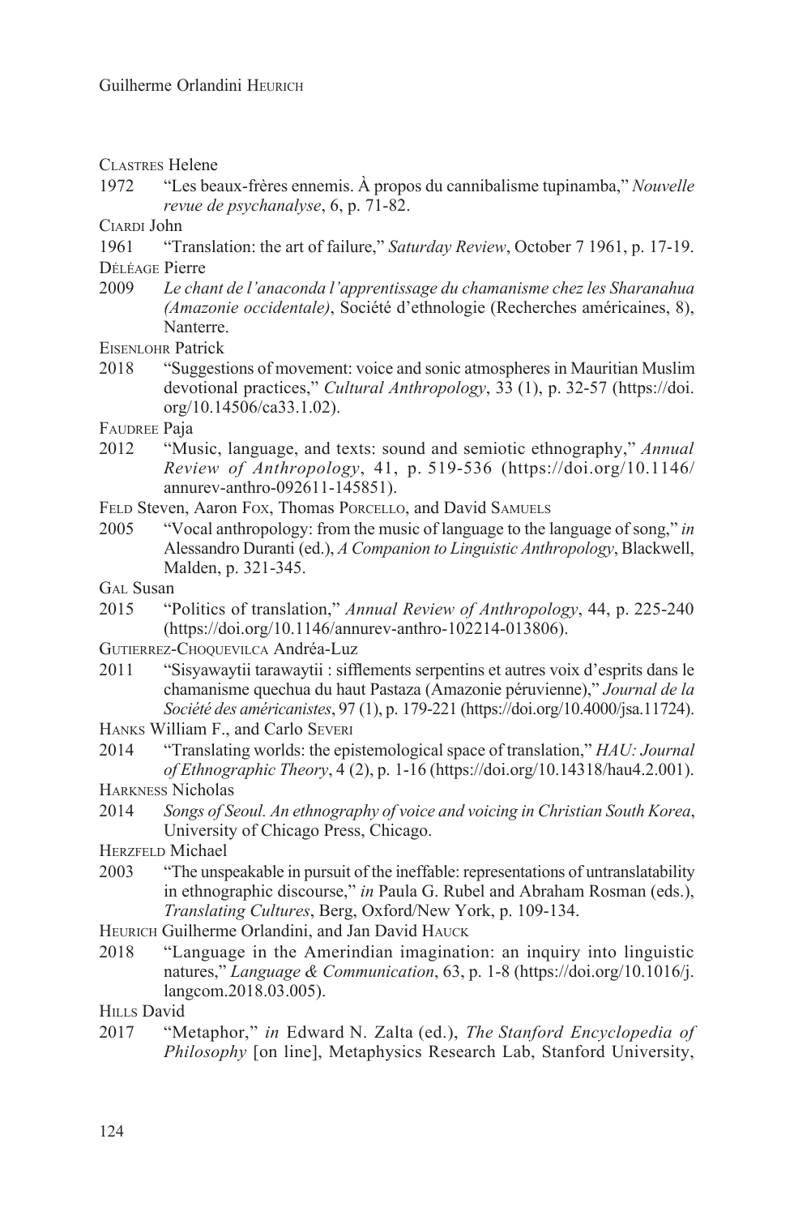Clastres Helene

1972 "Les beaux-frères ennemis. À propos du cannibalisme tupinamba," *Nouvelle revue de psychanalyse*, 6, p. 71-82.

Ciardi John

1961 "Translation: the art of failure," *Saturday Review*, October 7 1961, p. 17-19.

Déléage Pierre

2009 *Le chant de l'anaconda l'apprentissage du chamanisme chez les Sharanahua (Amazonie occidentale)*, Société d'ethnologie (Recherches américaines, 8), Nanterre.

Eisenlohr Patrick

2018 "Suggestions of movement: voice and sonic atmospheres in Mauritian Muslim devotional practices," *Cultural Anthropology*, 33 (1), p. 32-57 (https://doi.org/10.14506/ca33.1.02).

Faudree Paja

2012 "Music, language, and texts: sound and semiotic ethnography," *Annual Review of Anthropology*, 41, p. 519-536 (https://doi.org/10.1146/annurev-anthro-092611-145851).

Feld Steven, Aaron Fox, Thomas Porcello, and David Samuels

2005 "Vocal anthropology: from the music of language to the language of song," *in* Alessandro Duranti (ed.), *A Companion to Linguistic Anthropology*, Blackwell, Malden, p. 321-345.

Gal Susan

2015 "Politics of translation," *Annual Review of Anthropology*, 44, p. 225-240 (https://doi.org/10.1146/annurev-anthro-102214-013806).

Gutierrez-Choquevilca Andréa-Luz

2011 "Sisyawaytii tarawaytii : sifflements serpentins et autres voix d'esprits dans le chamanisme quechua du haut Pastaza (Amazonie péruvienne)," *Journal de la Société des américanistes*, 97 (1), p. 179-221 (https://doi.org/10.4000/jsa.11724).

Hanks William F., and Carlo Severi

2014 "Translating worlds: the epistemological space of translation," *HAU: Journal of Ethnographic Theory*, 4 (2), p. 1-16 (https://doi.org/10.14318/hau4.2.001).

Harkness Nicholas

2014 *Songs of Seoul. An ethnography of voice and voicing in Christian South Korea*, University of Chicago Press, Chicago.

Herzfeld Michael

2003 "The unspeakable in pursuit of the ineffable: representations of untranslatability in ethnographic discourse," *in* Paula G. Rubel and Abraham Rosman (eds.), *Translating Cultures*, Berg, Oxford/New York, p. 109-134.

Heurich Guilherme Orlandini, and Jan David Hauck

2018 "Language in the Amerindian imagination: an inquiry into linguistic natures," *Language & Communication*, 63, p. 1-8 (https://doi.org/10.1016/j.langcom.2018.03.005).

Hills David

2017 "Metaphor," *in* Edward N. Zalta (ed.), *The Stanford Encyclopedia of Philosophy* [on line], Metaphysics Research Lab, Stanford University,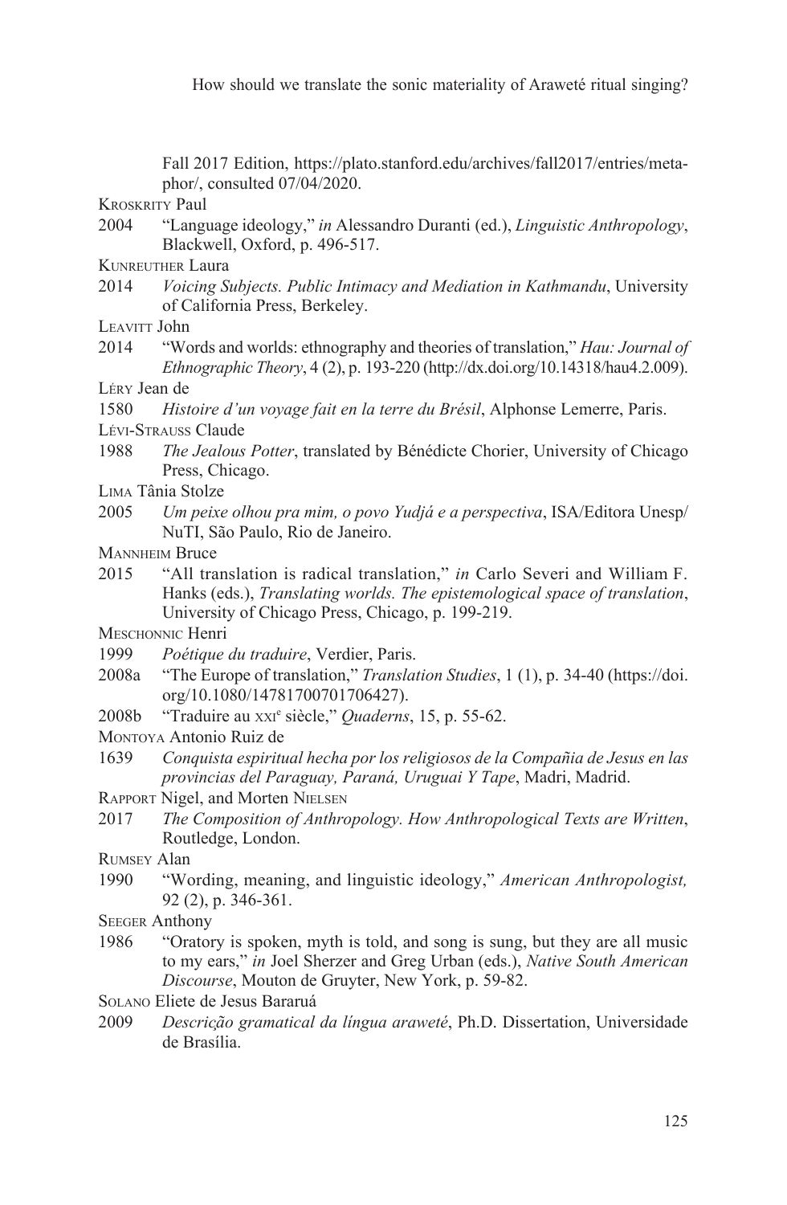Fall 2017 Edition, https://plato.stanford.edu/archives/fall2017/entries/metaphor/, consulted 07/04/2020.

Kroskrity Paul

2004 "Language ideology," *in* Alessandro Duranti (ed.), *Linguistic Anthropology*, Blackwell, Oxford, p. 496-517.

Kunreuther Laura

2014 *Voicing Subjects. Public Intimacy and Mediation in Kathmandu*, University of California Press, Berkeley.

Leavitt John

2014 "Words and worlds: ethnography and theories of translation," *Hau: Journal of Ethnographic Theory*, 4 (2), p. 193-220 (http://dx.doi.org/10.14318/hau4.2.009).

Léry Jean de

1580 *Histoire d'un voyage fait en la terre du Brésil*, Alphonse Lemerre, Paris.

Lévi-Strauss Claude

1988 *The Jealous Potter*, translated by Bénédicte Chorier, University of Chicago Press, Chicago.

Lima Tânia Stolze

2005 *Um peixe olhou pra mim, o povo Yudjá e a perspectiva*, ISA/Editora Unesp/NuTI, São Paulo, Rio de Janeiro.

Mannheim Bruce

2015 "All translation is radical translation," *in* Carlo Severi and William F. Hanks (eds.), *Translating worlds. The epistemological space of translation*, University of Chicago Press, Chicago, p. 199-219.

Meschonnic Henri

1999 *Poétique du traduire*, Verdier, Paris.

2008a "The Europe of translation," *Translation Studies*, 1 (1), p. 34-40 (https://doi.org/10.1080/14781700701706427).

2008b "Traduire au XXIe siècle," *Quaderns*, 15, p. 55-62.

Montoya Antonio Ruiz de

1639 *Conquista espiritual hecha por los religiosos de la Compañia de Jesus en las provincias del Paraguay, Paraná, Uruguai Y Tape*, Madri, Madrid.

Rapport Nigel, and Morten Nielsen

2017 *The Composition of Anthropology. How Anthropological Texts are Written*, Routledge, London.

Rumsey Alan

1990 "Wording, meaning, and linguistic ideology," *American Anthropologist,* 92 (2), p. 346-361.

Seeger Anthony

1986 "Oratory is spoken, myth is told, and song is sung, but they are all music to my ears," *in* Joel Sherzer and Greg Urban (eds.), *Native South American Discourse*, Mouton de Gruyter, New York, p. 59-82.

Solano Eliete de Jesus Bararuá

2009 *Descrição gramatical da língua araweté*, Ph.D. Dissertation, Universidade de Brasília.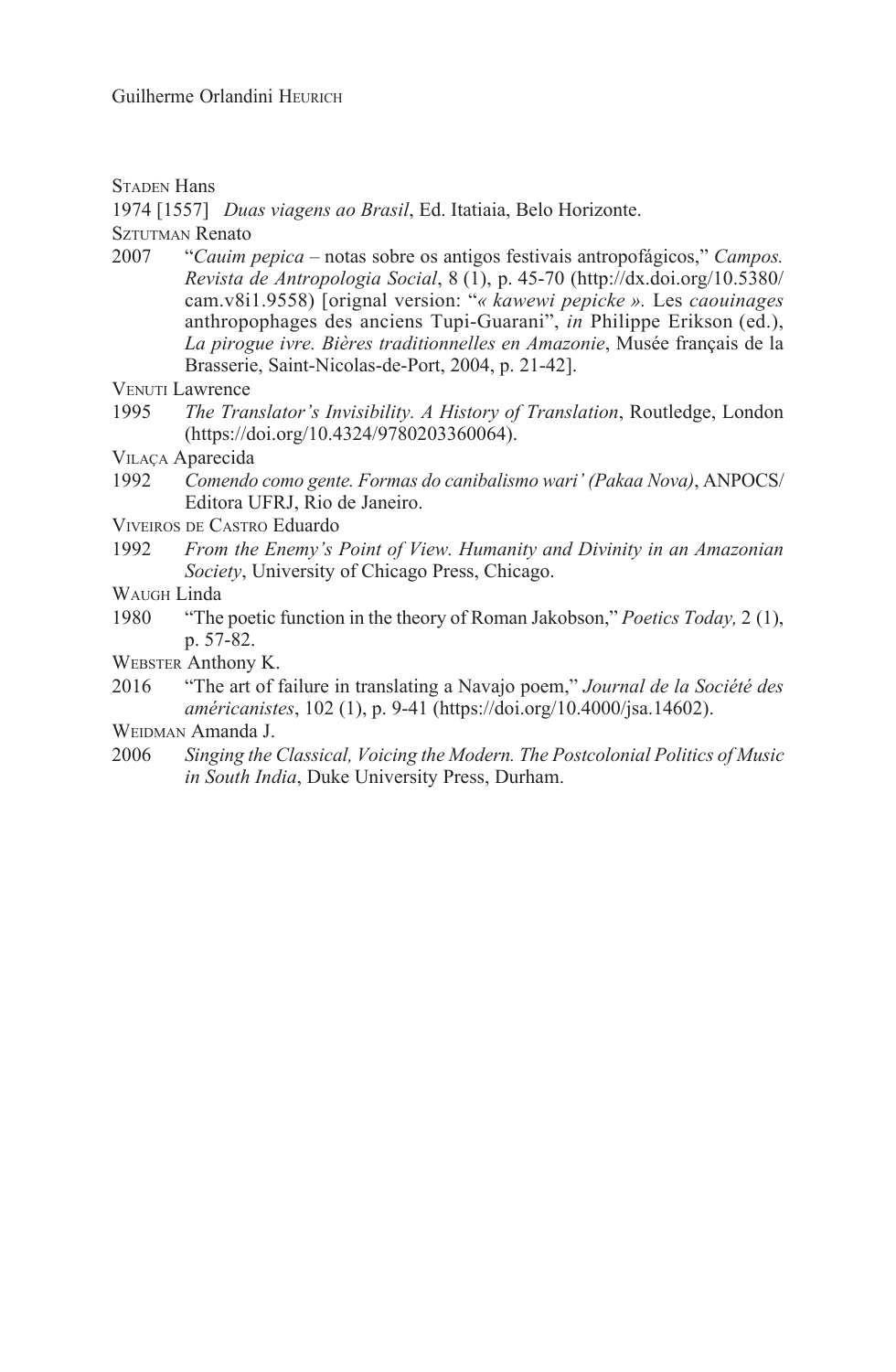Staden Hans

1974 [1557] *Duas viagens ao Brasil*, Ed. Itatiaia, Belo Horizonte.

Sztutman Renato

2007 "*Cauim pepica* – notas sobre os antigos festivais antropofágicos," *Campos. Revista de Antropologia Social*, 8 (1), p. 45-70 (http://dx.doi.org/10.5380/cam.v8i1.9558) [orignal version: "*« kawewi pepicke ».* Les *caouinages* anthropophages des anciens Tupi-Guarani", *in* Philippe Erikson (ed.), *La pirogue ivre. Bières traditionnelles en Amazonie*, Musée français de la Brasserie, Saint-Nicolas-de-Port, 2004, p. 21-42].

Venuti Lawrence

1995 *The Translator's Invisibility. A History of Translation*, Routledge, London (https://doi.org/10.4324/9780203360064).

Vilaça Aparecida

1992 *Comendo como gente. Formas do canibalismo wari' (Pakaa Nova)*, ANPOCS/Editora UFRJ, Rio de Janeiro.

Viveiros de Castro Eduardo

1992 *From the Enemy's Point of View. Humanity and Divinity in an Amazonian Society*, University of Chicago Press, Chicago.

Waugh Linda

1980 "The poetic function in the theory of Roman Jakobson," *Poetics Today,* 2 (1), p. 57-82.

Webster Anthony K.

2016 "The art of failure in translating a Navajo poem," *Journal de la Société des américanistes*, 102 (1), p. 9-41 (https://doi.org/10.4000/jsa.14602).

Weidman Amanda J.

2006 *Singing the Classical, Voicing the Modern. The Postcolonial Politics of Music in South India*, Duke University Press, Durham.